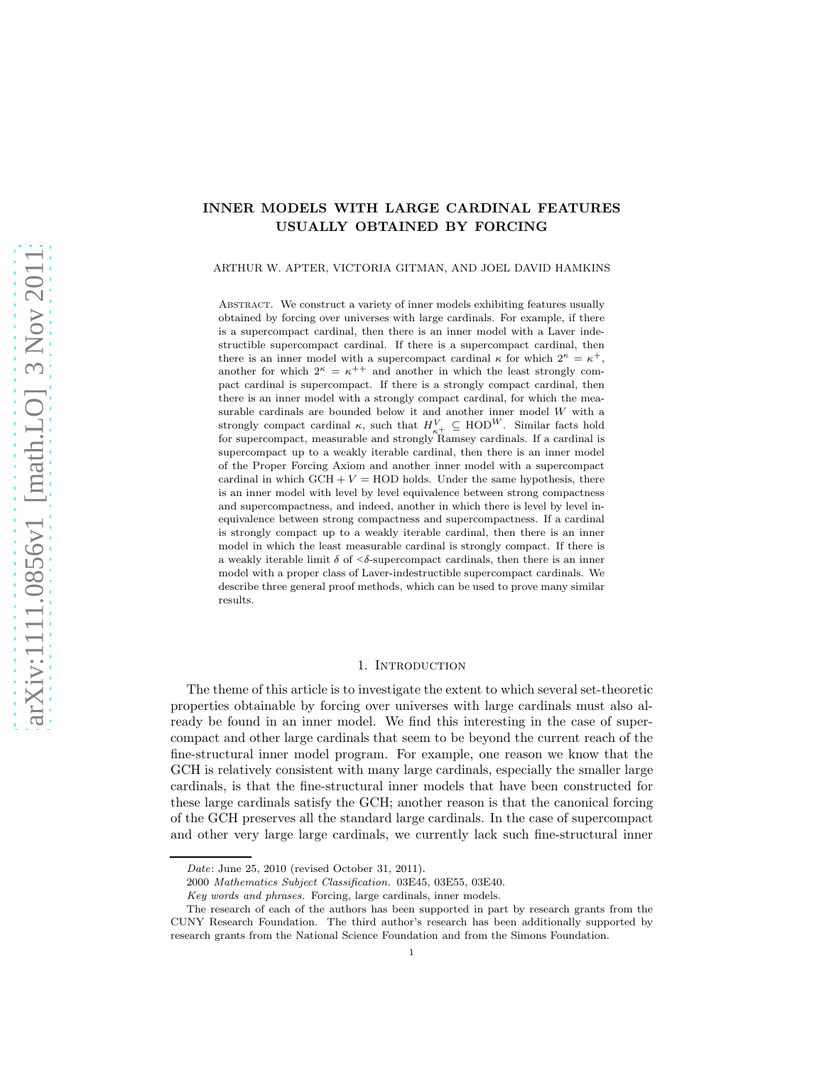# INNER MODELS WITH LARGE CARDINAL FEATURES USUALLY OBTAINED BY FORCING

ARTHUR W. APTER, VICTORIA GITMAN, AND JOEL DAVID HAMKINS

Abstract. We construct a variety of inner models exhibiting features usually obtained by forcing over universes with large cardinals. For example, if there is a supercompact cardinal, then there is an inner model with a Laver indestructible supercompact cardinal. If there is a supercompact cardinal, then there is an inner model with a supercompact cardinal $\kappa$ for which $2^\kappa = \kappa^+$, another for which $2^\kappa = \kappa^{++}$ and another in which the least strongly compact cardinal is supercompact. If there is a strongly compact cardinal, then there is an inner model with a strongly compact cardinal, for which the measurable cardinals are bounded below it and another inner model $W$ with a strongly compact cardinal $\kappa$, such that $H^V_{\kappa^+} \subseteq \mathrm{HOD}^W$. Similar facts hold for supercompact, measurable and strongly Ramsey cardinals. If a cardinal is supercompact up to a weakly iterable cardinal, then there is an inner model of the Proper Forcing Axiom and another inner model with a supercompact cardinal in which $\mathrm{GCH} + V = \mathrm{HOD}$ holds. Under the same hypothesis, there is an inner model with level by level equivalence between strong compactness and supercompactness, and indeed, another in which there is level by level inequivalence between strong compactness and supercompactness. If a cardinal is strongly compact up to a weakly iterable cardinal, then there is an inner model in which the least measurable cardinal is strongly compact. If there is a weakly iterable limit $\delta$ of $<\delta$-supercompact cardinals, then there is an inner model with a proper class of Laver-indestructible supercompact cardinals. We describe three general proof methods, which can be used to prove many similar results.

## 1. Introduction

The theme of this article is to investigate the extent to which several set-theoretic properties obtainable by forcing over universes with large cardinals must also already be found in an inner model. We find this interesting in the case of supercompact and other large cardinals that seem to be beyond the current reach of the fine-structural inner model program. For example, one reason we know that the GCH is relatively consistent with many large cardinals, especially the smaller large cardinals, is that the fine-structural inner models that have been constructed for these large cardinals satisfy the GCH; another reason is that the canonical forcing of the GCH preserves all the standard large cardinals. In the case of supercompact and other very large large cardinals, we currently lack such fine-structural inner

*Date*: June 25, 2010 (revised October 31, 2011).

2000 *Mathematics Subject Classification.* 03E45, 03E55, 03E40.

*Key words and phrases.* Forcing, large cardinals, inner models.

The research of each of the authors has been supported in part by research grants from the CUNY Research Foundation. The third author's research has been additionally supported by research grants from the National Science Foundation and from the Simons Foundation.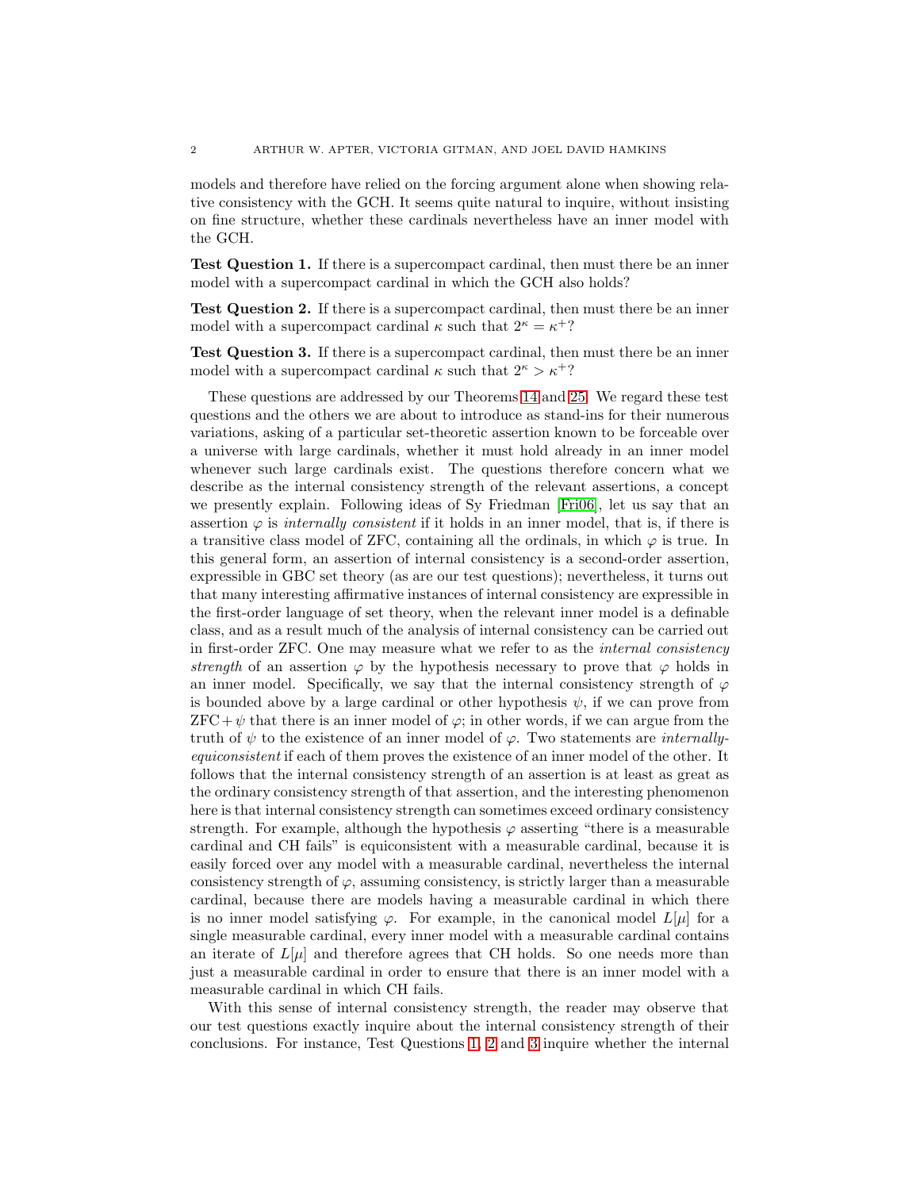models and therefore have relied on the forcing argument alone when showing relative consistency with the GCH. It seems quite natural to inquire, without insisting on fine structure, whether these cardinals nevertheless have an inner model with the GCH.

**Test Question 1.** If there is a supercompact cardinal, then must there be an inner model with a supercompact cardinal in which the GCH also holds?

**Test Question 2.** If there is a supercompact cardinal, then must there be an inner model with a supercompact cardinal $\kappa$ such that $2^\kappa = \kappa^+$?

**Test Question 3.** If there is a supercompact cardinal, then must there be an inner model with a supercompact cardinal $\kappa$ such that $2^\kappa > \kappa^+$?

These questions are addressed by our Theorems 14 and 25. We regard these test questions and the others we are about to introduce as stand-ins for their numerous variations, asking of a particular set-theoretic assertion known to be forceable over a universe with large cardinals, whether it must hold already in an inner model whenever such large cardinals exist. The questions therefore concern what we describe as the internal consistency strength of the relevant assertions, a concept we presently explain. Following ideas of Sy Friedman [Fri06], let us say that an assertion $\varphi$ is *internally consistent* if it holds in an inner model, that is, if there is a transitive class model of ZFC, containing all the ordinals, in which $\varphi$ is true. In this general form, an assertion of internal consistency is a second-order assertion, expressible in GBC set theory (as are our test questions); nevertheless, it turns out that many interesting affirmative instances of internal consistency are expressible in the first-order language of set theory, when the relevant inner model is a definable class, and as a result much of the analysis of internal consistency can be carried out in first-order ZFC. One may measure what we refer to as the *internal consistency strength* of an assertion $\varphi$ by the hypothesis necessary to prove that $\varphi$ holds in an inner model. Specifically, we say that the internal consistency strength of $\varphi$ is bounded above by a large cardinal or other hypothesis $\psi$, if we can prove from ZFC$+\psi$ that there is an inner model of $\varphi$; in other words, if we can argue from the truth of $\psi$ to the existence of an inner model of $\varphi$. Two statements are *internally-equiconsistent* if each of them proves the existence of an inner model of the other. It follows that the internal consistency strength of an assertion is at least as great as the ordinary consistency strength of that assertion, and the interesting phenomenon here is that internal consistency strength can sometimes exceed ordinary consistency strength. For example, although the hypothesis $\varphi$ asserting "there is a measurable cardinal and CH fails" is equiconsistent with a measurable cardinal, because it is easily forced over any model with a measurable cardinal, nevertheless the internal consistency strength of $\varphi$, assuming consistency, is strictly larger than a measurable cardinal, because there are models having a measurable cardinal in which there is no inner model satisfying $\varphi$. For example, in the canonical model $L[\mu]$ for a single measurable cardinal, every inner model with a measurable cardinal contains an iterate of $L[\mu]$ and therefore agrees that CH holds. So one needs more than just a measurable cardinal in order to ensure that there is an inner model with a measurable cardinal in which CH fails.

With this sense of internal consistency strength, the reader may observe that our test questions exactly inquire about the internal consistency strength of their conclusions. For instance, Test Questions 1, 2 and 3 inquire whether the internal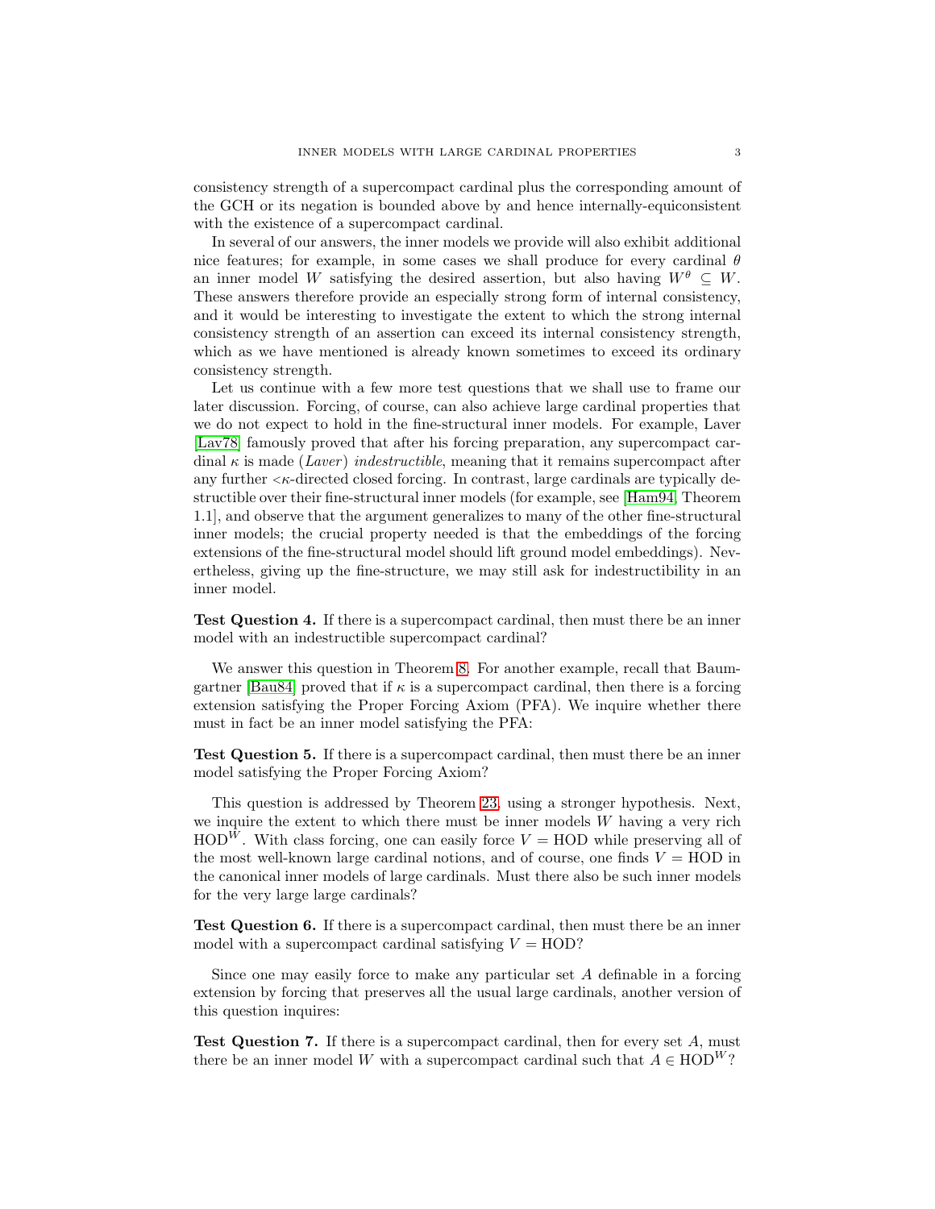consistency strength of a supercompact cardinal plus the corresponding amount of the GCH or its negation is bounded above by and hence internally-equiconsistent with the existence of a supercompact cardinal.

In several of our answers, the inner models we provide will also exhibit additional nice features; for example, in some cases we shall produce for every cardinal $\theta$ an inner model $W$ satisfying the desired assertion, but also having $W^\theta \subseteq W$. These answers therefore provide an especially strong form of internal consistency, and it would be interesting to investigate the extent to which the strong internal consistency strength of an assertion can exceed its internal consistency strength, which as we have mentioned is already known sometimes to exceed its ordinary consistency strength.

Let us continue with a few more test questions that we shall use to frame our later discussion. Forcing, of course, can also achieve large cardinal properties that we do not expect to hold in the fine-structural inner models. For example, Laver [Lav78] famously proved that after his forcing preparation, any supercompact cardinal $\kappa$ is made (*Laver*) *indestructible*, meaning that it remains supercompact after any further $<\kappa$-directed closed forcing. In contrast, large cardinals are typically destructible over their fine-structural inner models (for example, see [Ham94, Theorem 1.1], and observe that the argument generalizes to many of the other fine-structural inner models; the crucial property needed is that the embeddings of the forcing extensions of the fine-structural model should lift ground model embeddings). Nevertheless, giving up the fine-structure, we may still ask for indestructibility in an inner model.

**Test Question 4.** If there is a supercompact cardinal, then must there be an inner model with an indestructible supercompact cardinal?

We answer this question in Theorem 8. For another example, recall that Baumgartner [Bau84] proved that if $\kappa$ is a supercompact cardinal, then there is a forcing extension satisfying the Proper Forcing Axiom (PFA). We inquire whether there must in fact be an inner model satisfying the PFA:

**Test Question 5.** If there is a supercompact cardinal, then must there be an inner model satisfying the Proper Forcing Axiom?

This question is addressed by Theorem 23, using a stronger hypothesis. Next, we inquire the extent to which there must be inner models $W$ having a very rich $\mathrm{HOD}^W$. With class forcing, one can easily force $V = \mathrm{HOD}$ while preserving all of the most well-known large cardinal notions, and of course, one finds $V = \mathrm{HOD}$ in the canonical inner models of large cardinals. Must there also be such inner models for the very large large cardinals?

**Test Question 6.** If there is a supercompact cardinal, then must there be an inner model with a supercompact cardinal satisfying $V = \mathrm{HOD}$?

Since one may easily force to make any particular set $A$ definable in a forcing extension by forcing that preserves all the usual large cardinals, another version of this question inquires:

**Test Question 7.** If there is a supercompact cardinal, then for every set $A$, must there be an inner model $W$ with a supercompact cardinal such that $A \in \mathrm{HOD}^W$?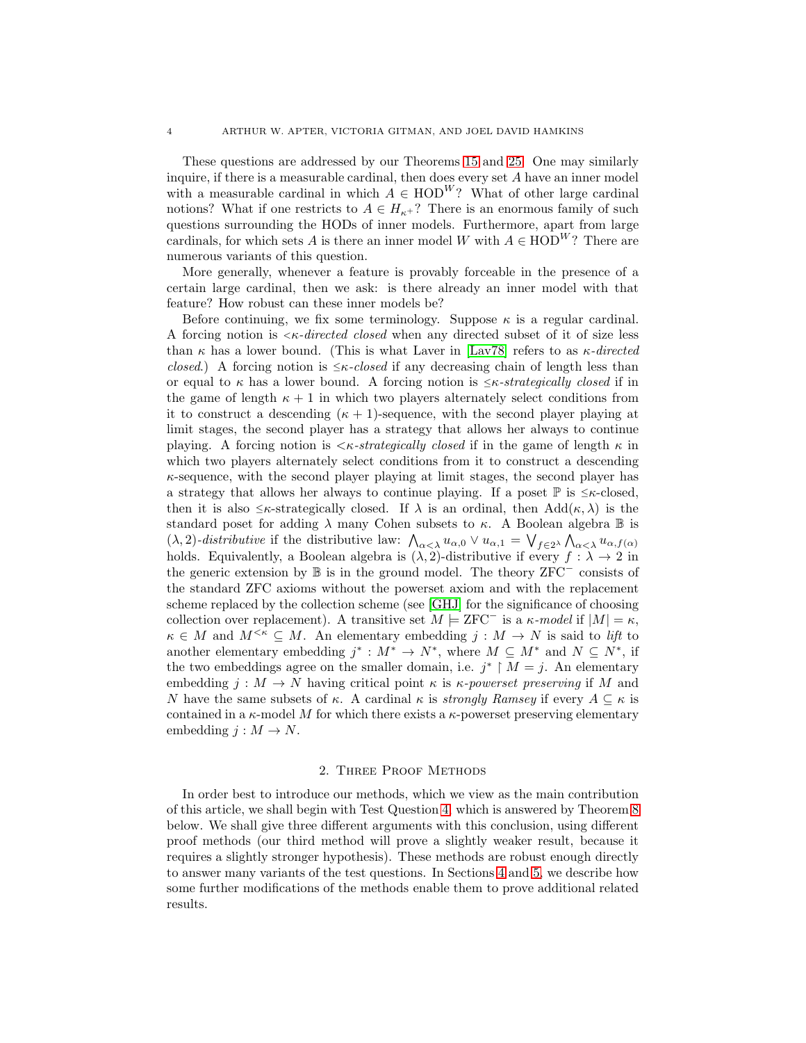These questions are addressed by our Theorems 15 and 25. One may similarly inquire, if there is a measurable cardinal, then does every set $A$ have an inner model with a measurable cardinal in which $A \in \mathrm{HOD}^W$? What of other large cardinal notions? What if one restricts to $A \in H_{\kappa^+}$? There is an enormous family of such questions surrounding the HODs of inner models. Furthermore, apart from large cardinals, for which sets $A$ is there an inner model $W$ with $A \in \mathrm{HOD}^W$? There are numerous variants of this question.

More generally, whenever a feature is provably forceable in the presence of a certain large cardinal, then we ask: is there already an inner model with that feature? How robust can these inner models be?

Before continuing, we fix some terminology. Suppose $\kappa$ is a regular cardinal. A forcing notion is *$<\kappa$-directed closed* when any directed subset of it of size less than $\kappa$ has a lower bound. (This is what Laver in [Lav78] refers to as *$\kappa$-directed closed*.) A forcing notion is *$\leq\kappa$-closed* if any decreasing chain of length less than or equal to $\kappa$ has a lower bound. A forcing notion is *$\leq\kappa$-strategically closed* if in the game of length $\kappa+1$ in which two players alternately select conditions from it to construct a descending $(\kappa+1)$-sequence, with the second player playing at limit stages, the second player has a strategy that allows her always to continue playing. A forcing notion is *$<\kappa$-strategically closed* if in the game of length $\kappa$ in which two players alternately select conditions from it to construct a descending $\kappa$-sequence, with the second player playing at limit stages, the second player has a strategy that allows her always to continue playing. If a poset $\mathbb{P}$ is $\leq\kappa$-closed, then it is also $\leq\kappa$-strategically closed. If $\lambda$ is an ordinal, then $\mathrm{Add}(\kappa, \lambda)$ is the standard poset for adding $\lambda$ many Cohen subsets to $\kappa$. A Boolean algebra $\mathbb{B}$ is *$(\lambda, 2)$-distributive* if the distributive law: $\bigwedge_{\alpha<\lambda} u_{\alpha,0} \vee u_{\alpha,1} = \bigvee_{f\in 2^\lambda} \bigwedge_{\alpha<\lambda} u_{\alpha,f(\alpha)}$ holds. Equivalently, a Boolean algebra is $(\lambda, 2)$-distributive if every $f : \lambda \to 2$ in the generic extension by $\mathbb{B}$ is in the ground model. The theory $\mathrm{ZFC}^-$ consists of the standard ZFC axioms without the powerset axiom and with the replacement scheme replaced by the collection scheme (see [GHJ] for the significance of choosing collection over replacement). A transitive set $M \models \mathrm{ZFC}^-$ is a *$\kappa$-model* if $|M| = \kappa$, $\kappa \in M$ and $M^{<\kappa} \subseteq M$. An elementary embedding $j : M \to N$ is said to *lift* to another elementary embedding $j^* : M^* \to N^*$, where $M \subseteq M^*$ and $N \subseteq N^*$, if the two embeddings agree on the smaller domain, i.e. $j^* \restriction M = j$. An elementary embedding $j : M \to N$ having critical point $\kappa$ is *$\kappa$-powerset preserving* if $M$ and $N$ have the same subsets of $\kappa$. A cardinal $\kappa$ is *strongly Ramsey* if every $A \subseteq \kappa$ is contained in a $\kappa$-model $M$ for which there exists a $\kappa$-powerset preserving elementary embedding $j : M \to N$.

## 2. Three Proof Methods

In order best to introduce our methods, which we view as the main contribution of this article, we shall begin with Test Question 4, which is answered by Theorem 8 below. We shall give three different arguments with this conclusion, using different proof methods (our third method will prove a slightly weaker result, because it requires a slightly stronger hypothesis). These methods are robust enough directly to answer many variants of the test questions. In Sections 4 and 5, we describe how some further modifications of the methods enable them to prove additional related results.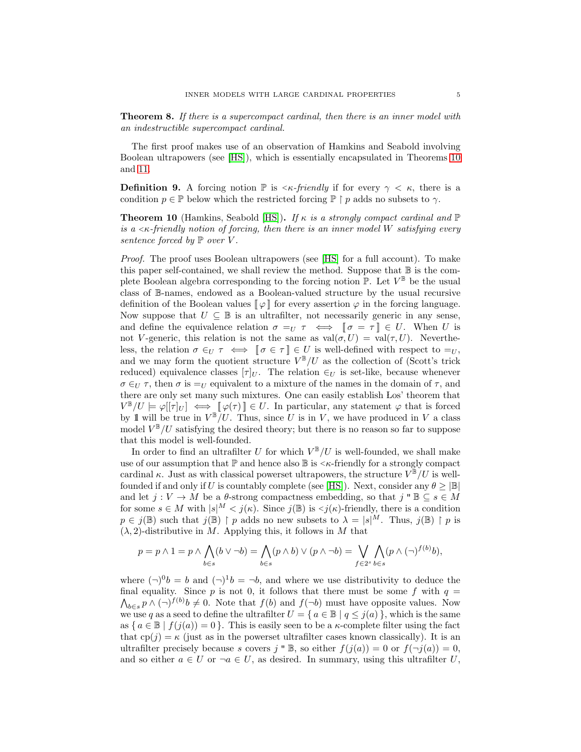**Theorem 8.** *If there is a supercompact cardinal, then there is an inner model with an indestructible supercompact cardinal.*

The first proof makes use of an observation of Hamkins and Seabold involving Boolean ultrapowers (see [HS]), which is essentially encapsulated in Theorems 10 and 11.

**Definition 9.** A forcing notion $\mathbb{P}$ is *$<\kappa$-friendly* if for every $\gamma < \kappa$, there is a condition $p \in \mathbb{P}$ below which the restricted forcing $\mathbb{P} \restriction p$ adds no subsets to $\gamma$.

**Theorem 10** (Hamkins, Seabold [HS])**.** *If $\kappa$ is a strongly compact cardinal and $\mathbb{P}$ is a $<\kappa$-friendly notion of forcing, then there is an inner model $W$ satisfying every sentence forced by $\mathbb{P}$ over $V$.*

*Proof.* The proof uses Boolean ultrapowers (see [HS] for a full account). To make this paper self-contained, we shall review the method. Suppose that $\mathbb{B}$ is the complete Boolean algebra corresponding to the forcing notion $\mathbb{P}$. Let $V^{\mathbb{B}}$ be the usual class of $\mathbb{B}$-names, endowed as a Boolean-valued structure by the usual recursive definition of the Boolean values $[\![\varphi]\!]$ for every assertion $\varphi$ in the forcing language. Now suppose that $U \subseteq \mathbb{B}$ is an ultrafilter, not necessarily generic in any sense, and define the equivalence relation $\sigma =_U \tau \iff [\![\sigma = \tau]\!] \in U$. When $U$ is not $V$-generic, this relation is not the same as $\mathrm{val}(\sigma, U) = \mathrm{val}(\tau, U)$. Nevertheless, the relation $\sigma \in_U \tau \iff [\![\sigma \in \tau]\!] \in U$ is well-defined with respect to $=_U$, and we may form the quotient structure $V^{\mathbb{B}}/U$ as the collection of (Scott's trick reduced) equivalence classes $[\tau]_U$. The relation $\in_U$ is set-like, because whenever $\sigma \in_U \tau$, then $\sigma$ is $=_U$ equivalent to a mixture of the names in the domain of $\tau$, and there are only set many such mixtures. One can easily establish Łos' theorem that $V^{\mathbb{B}}/U \models \varphi[[\tau]_U] \iff [\![\varphi(\tau)]\!] \in U$. In particular, any statement $\varphi$ that is forced by $\mathbb{1}$ will be true in $V^{\mathbb{B}}/U$. Thus, since $U$ is in $V$, we have produced in $V$ a class model $V^{\mathbb{B}}/U$ satisfying the desired theory; but there is no reason so far to suppose that this model is well-founded.

In order to find an ultrafilter $U$ for which $V^{\mathbb{B}}/U$ is well-founded, we shall make use of our assumption that $\mathbb{P}$ and hence also $\mathbb{B}$ is $<\kappa$-friendly for a strongly compact cardinal $\kappa$. Just as with classical powerset ultrapowers, the structure $V^{\mathbb{B}}/U$ is well-founded if and only if $U$ is countably complete (see [HS]). Next, consider any $\theta \geq |\mathbb{B}|$ and let $j : V \to M$ be a $\theta$-strong compactness embedding, so that $j\,"\,\mathbb{B} \subseteq s \in M$ for some $s \in M$ with $|s|^M < j(\kappa)$. Since $j(\mathbb{B})$ is $<j(\kappa)$-friendly, there is a condition $p \in j(\mathbb{B})$ such that $j(\mathbb{B}) \restriction p$ adds no new subsets to $\lambda = |s|^M$. Thus, $j(\mathbb{B}) \restriction p$ is $(\lambda, 2)$-distributive in $M$. Applying this, it follows in $M$ that

$$p = p \wedge 1 = p \wedge \bigwedge_{b \in s}(b \vee \neg b) = \bigwedge_{b \in s}(p \wedge b) \vee (p \wedge \neg b) = \bigvee_{f \in 2^s} \bigwedge_{b \in s}(p \wedge (\neg)^{f(b)} b),$$

where $(\neg)^0 b = b$ and $(\neg)^1 b = \neg b$, and where we use distributivity to deduce the final equality. Since $p$ is not 0, it follows that there must be some $f$ with $q = \bigwedge_{b \in s} p \wedge (\neg)^{f(b)} b \neq 0$. Note that $f(b)$ and $f(\neg b)$ must have opposite values. Now we use $q$ as a seed to define the ultrafilter $U = \{\, a \in \mathbb{B} \mid q \leq j(a) \,\}$, which is the same as $\{\, a \in \mathbb{B} \mid f(j(a)) = 0 \,\}$. This is easily seen to be a $\kappa$-complete filter using the fact that $\mathrm{cp}(j) = \kappa$ (just as in the powerset ultrafilter cases known classically). It is an ultrafilter precisely because $s$ covers $j\,"\,\mathbb{B}$, so either $f(j(a)) = 0$ or $f(\neg j(a)) = 0$, and so either $a \in U$ or $\neg a \in U$, as desired. In summary, using this ultrafilter $U$,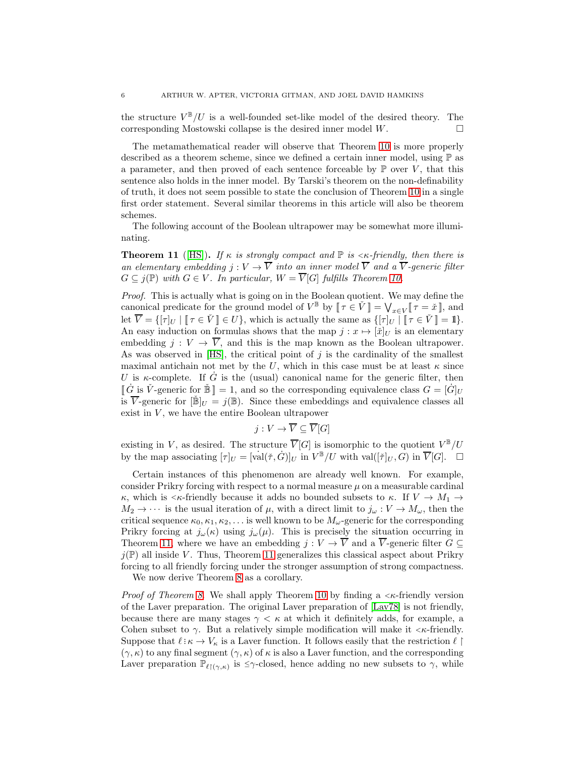the structure $V^{\mathbb{B}}/U$ is a well-founded set-like model of the desired theory. The corresponding Mostowski collapse is the desired inner model $W$. $\Box$

The metamathematical reader will observe that Theorem 10 is more properly described as a theorem scheme, since we defined a certain inner model, using $\mathbb{P}$ as a parameter, and then proved of each sentence forceable by $\mathbb{P}$ over $V$, that this sentence also holds in the inner model. By Tarski's theorem on the non-definability of truth, it does not seem possible to state the conclusion of Theorem 10 in a single first order statement. Several similar theorems in this article will also be theorem schemes.

The following account of the Boolean ultrapower may be somewhat more illuminating.

**Theorem 11** ([HS]). *If $\kappa$ is strongly compact and $\mathbb{P}$ is $<\!\kappa$-friendly, then there is an elementary embedding $j : V \to \overline{V}$ into an inner model $\overline{V}$ and a $\overline{V}$-generic filter $G \subseteq j(\mathbb{P})$ with $G \in V$. In particular, $W = \overline{V}[G]$ fulfills Theorem 10.*

*Proof.* This is actually what is going on in the Boolean quotient. We may define the canonical predicate for the ground model of $V^{\mathbb{B}}$ by $[\![\, \tau \in \check{V} \,]\!] = \bigvee_{x\in V} [\![\, \tau = \check{x} \,]\!]$, and let $\overline{V} = \{[\tau]_U \mid [\![\, \tau \in \check{V} \,]\!] \in U\}$, which is actually the same as $\{[\tau]_U \mid [\![\, \tau \in \check{V} \,]\!] = \mathbb{1}\}$. An easy induction on formulas shows that the map $j : x \mapsto [\check{x}]_U$ is an elementary embedding $j : V \to \overline{V}$, and this is the map known as the Boolean ultrapower. As was observed in [HS], the critical point of $j$ is the cardinality of the smallest maximal antichain not met by the $U$, which in this case must be at least $\kappa$ since $U$ is $\kappa$-complete. If $\dot{G}$ is the (usual) canonical name for the generic filter, then $[\![\, \dot{G} \text{ is } \check{V}\text{-generic for } \check{\mathbb{B}} \,]\!] = 1$, and so the corresponding equivalence class $G = [\dot{G}]_U$ is $\overline{V}$-generic for $[\check{\mathbb{B}}]_U = j(\mathbb{B})$. Since these embeddings and equivalence classes all exist in $V$, we have the entire Boolean ultrapower

$$j : V \to \overline{V} \subseteq \overline{V}[G]$$

existing in $V$, as desired. The structure $\overline{V}[G]$ is isomorphic to the quotient $V^{\mathbb{B}}/U$ by the map associating $[\tau]_U = [\dot{\mathrm{val}}(\check{\tau}, \dot{G})]_U$ in $V^{\mathbb{B}}/U$ with $\mathrm{val}([\check{\tau}]_U, G)$ in $\overline{V}[G]$. $\Box$

Certain instances of this phenomenon are already well known. For example, consider Prikry forcing with respect to a normal measure $\mu$ on a measurable cardinal $\kappa$, which is $<\!\kappa$-friendly because it adds no bounded subsets to $\kappa$. If $V \to M_1 \to M_2 \to \cdots$ is the usual iteration of $\mu$, with a direct limit to $j_\omega : V \to M_\omega$, then the critical sequence $\kappa_0, \kappa_1, \kappa_2, \ldots$ is well known to be $M_\omega$-generic for the corresponding Prikry forcing at $j_\omega(\kappa)$ using $j_\omega(\mu)$. This is precisely the situation occurring in Theorem 11, where we have an embedding $j : V \to \overline{V}$ and a $\overline{V}$-generic filter $G \subseteq j(\mathbb{P})$ all inside $V$. Thus, Theorem 11 generalizes this classical aspect about Prikry forcing to all friendly forcing under the stronger assumption of strong compactness.

We now derive Theorem 8 as a corollary.

*Proof of Theorem 8.* We shall apply Theorem 10 by finding a $<\!\kappa$-friendly version of the Laver preparation. The original Laver preparation of [Lav78] is not friendly, because there are many stages $\gamma < \kappa$ at which it definitely adds, for example, a Cohen subset to $\gamma$. But a relatively simple modification will make it $<\!\kappa$-friendly. Suppose that $\ell : \kappa \to V_\kappa$ is a Laver function. It follows easily that the restriction $\ell \restriction (\gamma, \kappa)$ to any final segment $(\gamma, \kappa)$ of $\kappa$ is also a Laver function, and the corresponding Laver preparation $\mathbb{P}_{\ell\restriction(\gamma,\kappa)}$ is $\leq\!\gamma$-closed, hence adding no new subsets to $\gamma$, while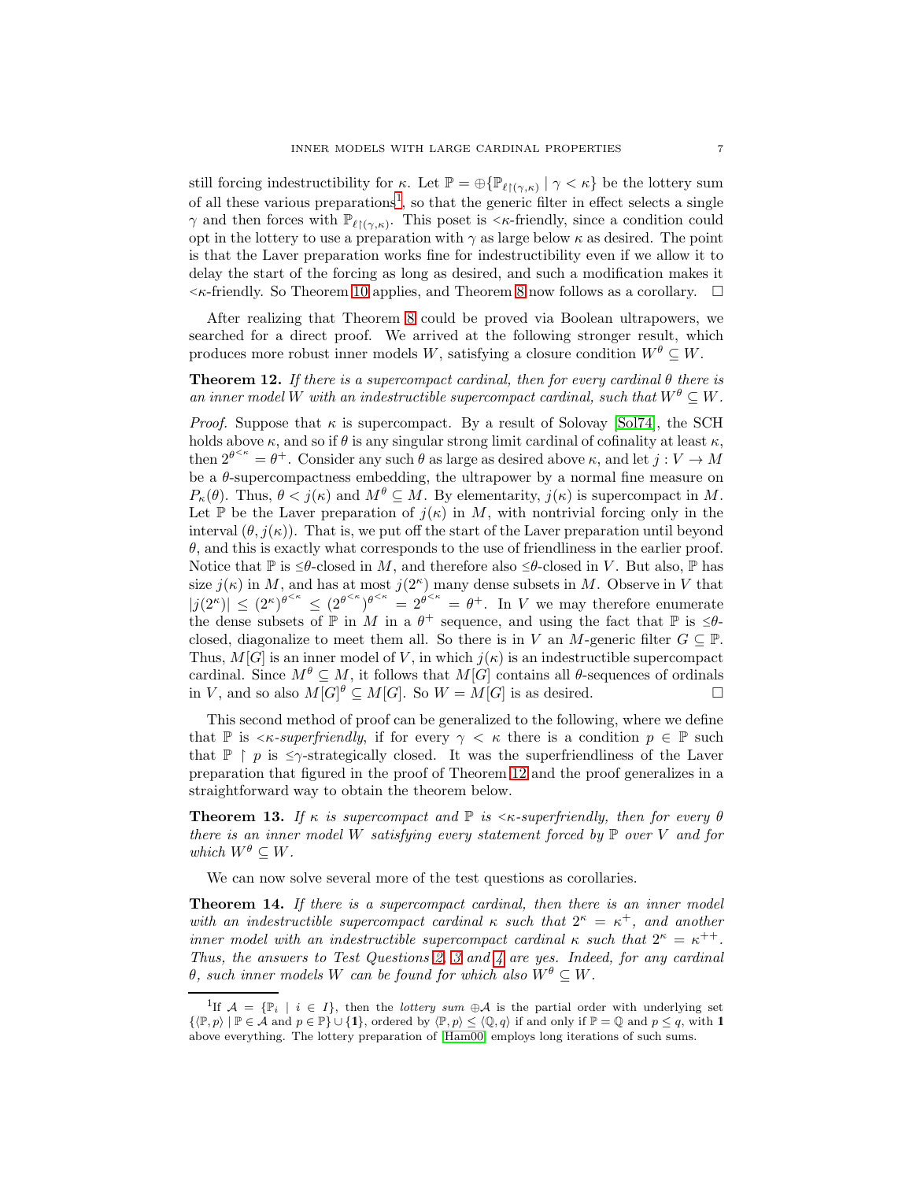still forcing indestructibility for $\kappa$. Let $\mathbb{P} = \oplus\{\mathbb{P}_{\ell\upharpoonright(\gamma,\kappa)} \mid \gamma < \kappa\}$ be the lottery sum of all these various preparations[1], so that the generic filter in effect selects a single $\gamma$ and then forces with $\mathbb{P}_{\ell\upharpoonright(\gamma,\kappa)}$. This poset is $<\kappa$-friendly, since a condition could opt in the lottery to use a preparation with $\gamma$ as large below $\kappa$ as desired. The point is that the Laver preparation works fine for indestructibility even if we allow it to delay the start of the forcing as long as desired, and such a modification makes it $<\kappa$-friendly. So Theorem 10 applies, and Theorem 8 now follows as a corollary. □

After realizing that Theorem 8 could be proved via Boolean ultrapowers, we searched for a direct proof. We arrived at the following stronger result, which produces more robust inner models $W$, satisfying a closure condition $W^\theta \subseteq W$.

**Theorem 12.** *If there is a supercompact cardinal, then for every cardinal $\theta$ there is an inner model $W$ with an indestructible supercompact cardinal, such that $W^\theta \subseteq W$.*

*Proof.* Suppose that $\kappa$ is supercompact. By a result of Solovay [Sol74], the SCH holds above $\kappa$, and so if $\theta$ is any singular strong limit cardinal of cofinality at least $\kappa$, then $2^{\theta^{<\kappa}} = \theta^+$. Consider any such $\theta$ as large as desired above $\kappa$, and let $j : V \to M$ be a $\theta$-supercompactness embedding, the ultrapower by a normal fine measure on $P_\kappa(\theta)$. Thus, $\theta < j(\kappa)$ and $M^\theta \subseteq M$. By elementarity, $j(\kappa)$ is supercompact in $M$. Let $\mathbb{P}$ be the Laver preparation of $j(\kappa)$ in $M$, with nontrivial forcing only in the interval $(\theta, j(\kappa))$. That is, we put off the start of the Laver preparation until beyond $\theta$, and this is exactly what corresponds to the use of friendliness in the earlier proof. Notice that $\mathbb{P}$ is $\leq\theta$-closed in $M$, and therefore also $\leq\theta$-closed in $V$. But also, $\mathbb{P}$ has size $j(\kappa)$ in $M$, and has at most $j(2^\kappa)$ many dense subsets in $M$. Observe in $V$ that $|j(2^\kappa)| \leq (2^\kappa)^{\theta^{<\kappa}} \leq (2^{\theta^{<\kappa}})^{\theta^{<\kappa}} = 2^{\theta^{<\kappa}} = \theta^+$. In $V$ we may therefore enumerate the dense subsets of $\mathbb{P}$ in $M$ in a $\theta^+$ sequence, and using the fact that $\mathbb{P}$ is $\leq\theta$-closed, diagonalize to meet them all. So there is in $V$ an $M$-generic filter $G \subseteq \mathbb{P}$. Thus, $M[G]$ is an inner model of $V$, in which $j(\kappa)$ is an indestructible supercompact cardinal. Since $M^\theta \subseteq M$, it follows that $M[G]$ contains all $\theta$-sequences of ordinals in $V$, and so also $M[G]^\theta \subseteq M[G]$. So $W = M[G]$ is as desired. □

This second method of proof can be generalized to the following, where we define that $\mathbb{P}$ is *$<\kappa$-superfriendly*, if for every $\gamma < \kappa$ there is a condition $p \in \mathbb{P}$ such that $\mathbb{P} \upharpoonright p$ is $\leq\gamma$-strategically closed. It was the superfriendliness of the Laver preparation that figured in the proof of Theorem 12 and the proof generalizes in a straightforward way to obtain the theorem below.

**Theorem 13.** *If $\kappa$ is supercompact and $\mathbb{P}$ is $<\kappa$-superfriendly, then for every $\theta$ there is an inner model $W$ satisfying every statement forced by $\mathbb{P}$ over $V$ and for which $W^\theta \subseteq W$.*

We can now solve several more of the test questions as corollaries.

**Theorem 14.** *If there is a supercompact cardinal, then there is an inner model with an indestructible supercompact cardinal $\kappa$ such that $2^\kappa = \kappa^+$, and another inner model with an indestructible supercompact cardinal $\kappa$ such that $2^\kappa = \kappa^{++}$. Thus, the answers to Test Questions 2, 3 and 4 are yes. Indeed, for any cardinal $\theta$, such inner models $W$ can be found for which also $W^\theta \subseteq W$.*

---

[1] If $\mathcal{A} = \{\mathbb{P}_i \mid i \in I\}$, then the *lottery sum* $\oplus\mathcal{A}$ is the partial order with underlying set $\{\langle\mathbb{P}, p\rangle \mid \mathbb{P} \in \mathcal{A}$ and $p \in \mathbb{P}\} \cup \{\mathbf{1}\}$, ordered by $\langle\mathbb{P}, p\rangle \leq \langle\mathbb{Q}, q\rangle$ if and only if $\mathbb{P} = \mathbb{Q}$ and $p \leq q$, with $\mathbf{1}$ above everything. The lottery preparation of [Ham00] employs long iterations of such sums.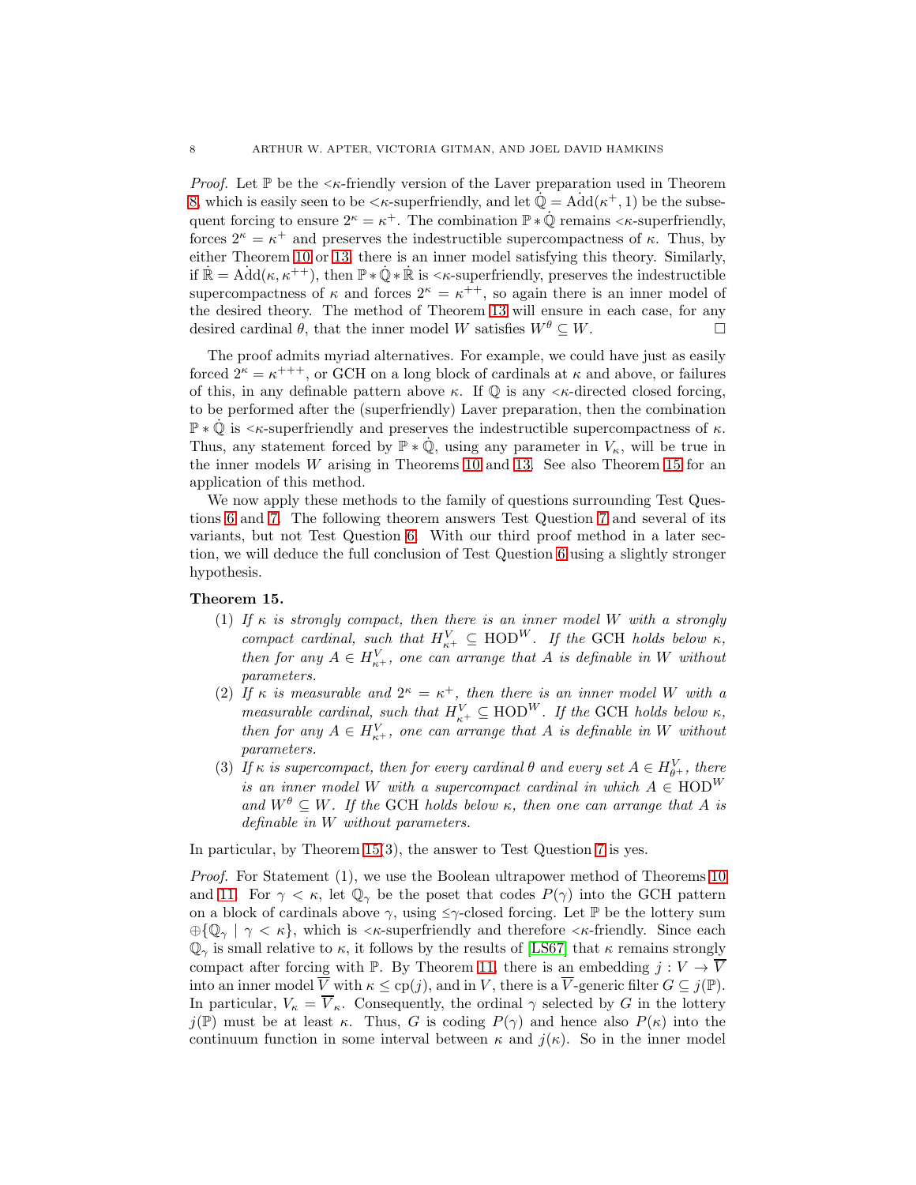*Proof.* Let $\mathbb{P}$ be the $<\kappa$-friendly version of the Laver preparation used in Theorem 8, which is easily seen to be $<\kappa$-superfriendly, and let $\dot{\mathbb{Q}} = \dot{\text{Add}}(\kappa^+, 1)$ be the subsequent forcing to ensure $2^\kappa = \kappa^+$. The combination $\mathbb{P} * \dot{\mathbb{Q}}$ remains $<\kappa$-superfriendly, forces $2^\kappa = \kappa^+$ and preserves the indestructible supercompactness of $\kappa$. Thus, by either Theorem 10 or 13, there is an inner model satisfying this theory. Similarly, if $\dot{\mathbb{R}} = \dot{\text{Add}}(\kappa, \kappa^{++})$, then $\mathbb{P} * \dot{\mathbb{Q}} * \dot{\mathbb{R}}$ is $<\kappa$-superfriendly, preserves the indestructible supercompactness of $\kappa$ and forces $2^\kappa = \kappa^{++}$, so again there is an inner model of the desired theory. The method of Theorem 13 will ensure in each case, for any desired cardinal $\theta$, that the inner model $W$ satisfies $W^\theta \subseteq W$. □

The proof admits myriad alternatives. For example, we could have just as easily forced $2^\kappa = \kappa^{+++}$, or GCH on a long block of cardinals at $\kappa$ and above, or failures of this, in any definable pattern above $\kappa$. If $\mathbb{Q}$ is any $<\kappa$-directed closed forcing, to be performed after the (superfriendly) Laver preparation, then the combination $\mathbb{P} * \dot{\mathbb{Q}}$ is $<\kappa$-superfriendly and preserves the indestructible supercompactness of $\kappa$. Thus, any statement forced by $\mathbb{P} * \dot{\mathbb{Q}}$, using any parameter in $V_\kappa$, will be true in the inner models $W$ arising in Theorems 10 and 13. See also Theorem 15 for an application of this method.

We now apply these methods to the family of questions surrounding Test Questions 6 and 7. The following theorem answers Test Question 7 and several of its variants, but not Test Question 6. With our third proof method in a later section, we will deduce the full conclusion of Test Question 6 using a slightly stronger hypothesis.

**Theorem 15.**

1. *If $\kappa$ is strongly compact, then there is an inner model $W$ with a strongly compact cardinal, such that $H^V_{\kappa^+} \subseteq \text{HOD}^W$. If the GCH holds below $\kappa$, then for any $A \in H^V_{\kappa^+}$, one can arrange that $A$ is definable in $W$ without parameters.*
2. *If $\kappa$ is measurable and $2^\kappa = \kappa^+$, then there is an inner model $W$ with a measurable cardinal, such that $H^V_{\kappa^+} \subseteq \text{HOD}^W$. If the GCH holds below $\kappa$, then for any $A \in H^V_{\kappa^+}$, one can arrange that $A$ is definable in $W$ without parameters.*
3. *If $\kappa$ is supercompact, then for every cardinal $\theta$ and every set $A \in H^V_{\theta^+}$, there is an inner model $W$ with a supercompact cardinal in which $A \in \text{HOD}^W$ and $W^\theta \subseteq W$. If the GCH holds below $\kappa$, then one can arrange that $A$ is definable in $W$ without parameters.*

In particular, by Theorem 15(3), the answer to Test Question 7 is yes.

*Proof.* For Statement (1), we use the Boolean ultrapower method of Theorems 10 and 11. For $\gamma < \kappa$, let $\mathbb{Q}_\gamma$ be the poset that codes $P(\gamma)$ into the GCH pattern on a block of cardinals above $\gamma$, using $\leq\gamma$-closed forcing. Let $\mathbb{P}$ be the lottery sum $\oplus\{\mathbb{Q}_\gamma \mid \gamma < \kappa\}$, which is $<\kappa$-superfriendly and therefore $<\kappa$-friendly. Since each $\mathbb{Q}_\gamma$ is small relative to $\kappa$, it follows by the results of [LS67] that $\kappa$ remains strongly compact after forcing with $\mathbb{P}$. By Theorem 11, there is an embedding $j : V \to \overline{V}$ into an inner model $\overline{V}$ with $\kappa \leq \text{cp}(j)$, and in $V$, there is a $\overline{V}$-generic filter $G \subseteq j(\mathbb{P})$. In particular, $V_\kappa = \overline{V}_\kappa$. Consequently, the ordinal $\gamma$ selected by $G$ in the lottery $j(\mathbb{P})$ must be at least $\kappa$. Thus, $G$ is coding $P(\gamma)$ and hence also $P(\kappa)$ into the continuum function in some interval between $\kappa$ and $j(\kappa)$. So in the inner model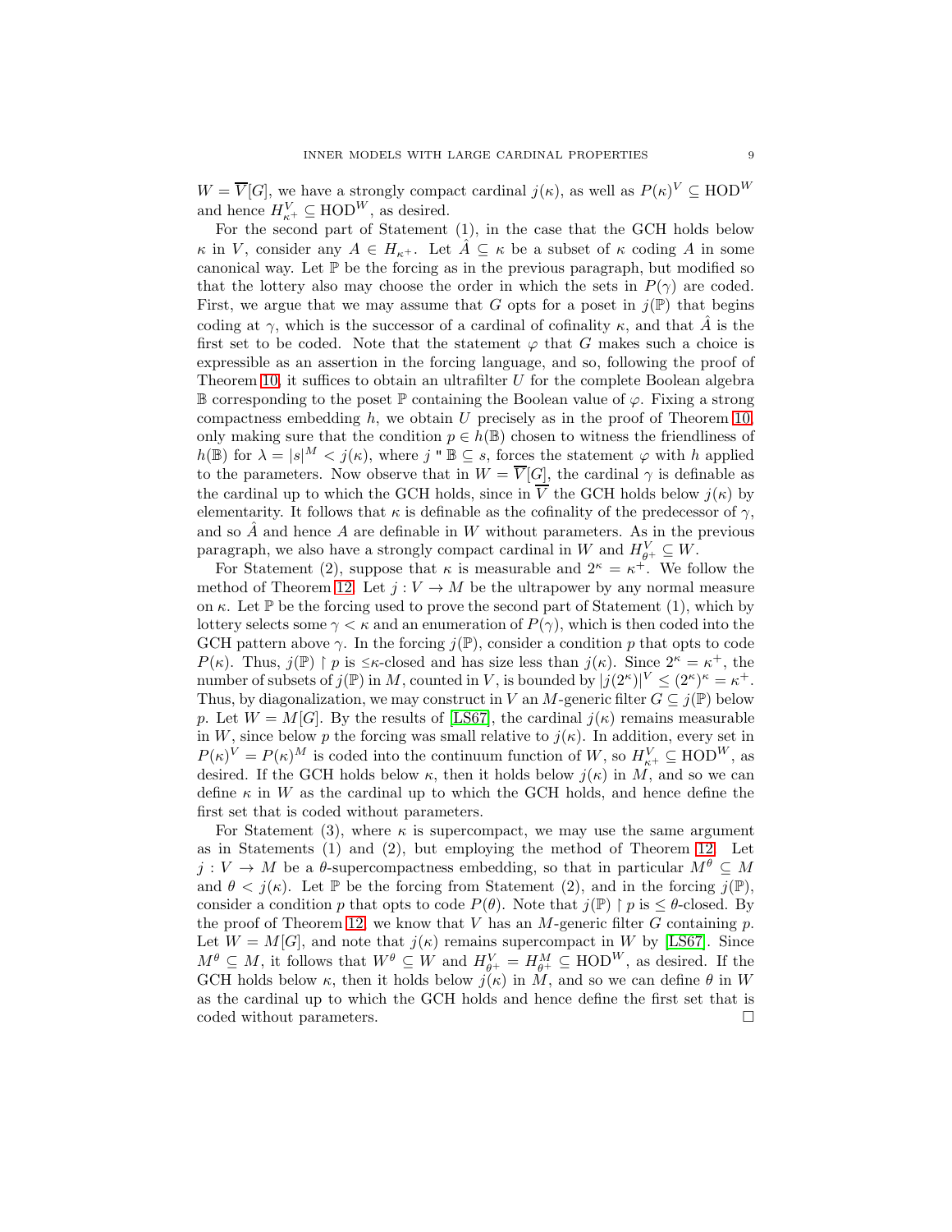$W = \overline{V}[G]$, we have a strongly compact cardinal $j(\kappa)$, as well as $P(\kappa)^V \subseteq \mathrm{HOD}^W$ and hence $H^V_{\kappa^+} \subseteq \mathrm{HOD}^W$, as desired.

For the second part of Statement (1), in the case that the GCH holds below $\kappa$ in $V$, consider any $A \in H_{\kappa^+}$. Let $\hat{A} \subseteq \kappa$ be a subset of $\kappa$ coding $A$ in some canonical way. Let $\mathbb{P}$ be the forcing as in the previous paragraph, but modified so that the lottery also may choose the order in which the sets in $P(\gamma)$ are coded. First, we argue that we may assume that $G$ opts for a poset in $j(\mathbb{P})$ that begins coding at $\gamma$, which is the successor of a cardinal of cofinality $\kappa$, and that $\hat{A}$ is the first set to be coded. Note that the statement $\varphi$ that $G$ makes such a choice is expressible as an assertion in the forcing language, and so, following the proof of Theorem 10, it suffices to obtain an ultrafilter $U$ for the complete Boolean algebra $\mathbb{B}$ corresponding to the poset $\mathbb{P}$ containing the Boolean value of $\varphi$. Fixing a strong compactness embedding $h$, we obtain $U$ precisely as in the proof of Theorem 10, only making sure that the condition $p \in h(\mathbb{B})$ chosen to witness the friendliness of $h(\mathbb{B})$ for $\lambda = |s|^M < j(\kappa)$, where $j$ " $\mathbb{B} \subseteq s$, forces the statement $\varphi$ with $h$ applied to the parameters. Now observe that in $W = \overline{V}[G]$, the cardinal $\gamma$ is definable as the cardinal up to which the GCH holds, since in $\overline{V}$ the GCH holds below $j(\kappa)$ by elementarity. It follows that $\kappa$ is definable as the cofinality of the predecessor of $\gamma$, and so $\hat{A}$ and hence $A$ are definable in $W$ without parameters. As in the previous paragraph, we also have a strongly compact cardinal in $W$ and $H^V_{\theta^+} \subseteq W$.

For Statement (2), suppose that $\kappa$ is measurable and $2^\kappa = \kappa^+$. We follow the method of Theorem 12. Let $j : V \to M$ be the ultrapower by any normal measure on $\kappa$. Let $\mathbb{P}$ be the forcing used to prove the second part of Statement (1), which by lottery selects some $\gamma < \kappa$ and an enumeration of $P(\gamma)$, which is then coded into the GCH pattern above $\gamma$. In the forcing $j(\mathbb{P})$, consider a condition $p$ that opts to code $P(\kappa)$. Thus, $j(\mathbb{P}) \restriction p$ is $\leq\kappa$-closed and has size less than $j(\kappa)$. Since $2^\kappa = \kappa^+$, the number of subsets of $j(\mathbb{P})$ in $M$, counted in $V$, is bounded by $|j(2^\kappa)|^V \leq (2^\kappa)^\kappa = \kappa^+$. Thus, by diagonalization, we may construct in $V$ an $M$-generic filter $G \subseteq j(\mathbb{P})$ below $p$. Let $W = M[G]$. By the results of [LS67], the cardinal $j(\kappa)$ remains measurable in $W$, since below $p$ the forcing was small relative to $j(\kappa)$. In addition, every set in $P(\kappa)^V = P(\kappa)^M$ is coded into the continuum function of $W$, so $H^V_{\kappa^+} \subseteq \mathrm{HOD}^W$, as desired. If the GCH holds below $\kappa$, then it holds below $j(\kappa)$ in $M$, and so we can define $\kappa$ in $W$ as the cardinal up to which the GCH holds, and hence define the first set that is coded without parameters.

For Statement (3), where $\kappa$ is supercompact, we may use the same argument as in Statements (1) and (2), but employing the method of Theorem 12. Let $j : V \to M$ be a $\theta$-supercompactness embedding, so that in particular $M^\theta \subseteq M$ and $\theta < j(\kappa)$. Let $\mathbb{P}$ be the forcing from Statement (2), and in the forcing $j(\mathbb{P})$, consider a condition $p$ that opts to code $P(\theta)$. Note that $j(\mathbb{P}) \restriction p$ is $\leq \theta$-closed. By the proof of Theorem 12, we know that $V$ has an $M$-generic filter $G$ containing $p$. Let $W = M[G]$, and note that $j(\kappa)$ remains supercompact in $W$ by [LS67]. Since $M^\theta \subseteq M$, it follows that $W^\theta \subseteq W$ and $H^V_{\theta^+} = H^M_{\theta^+} \subseteq \mathrm{HOD}^W$, as desired. If the GCH holds below $\kappa$, then it holds below $j(\kappa)$ in $M$, and so we can define $\theta$ in $W$ as the cardinal up to which the GCH holds and hence define the first set that is coded without parameters. $\square$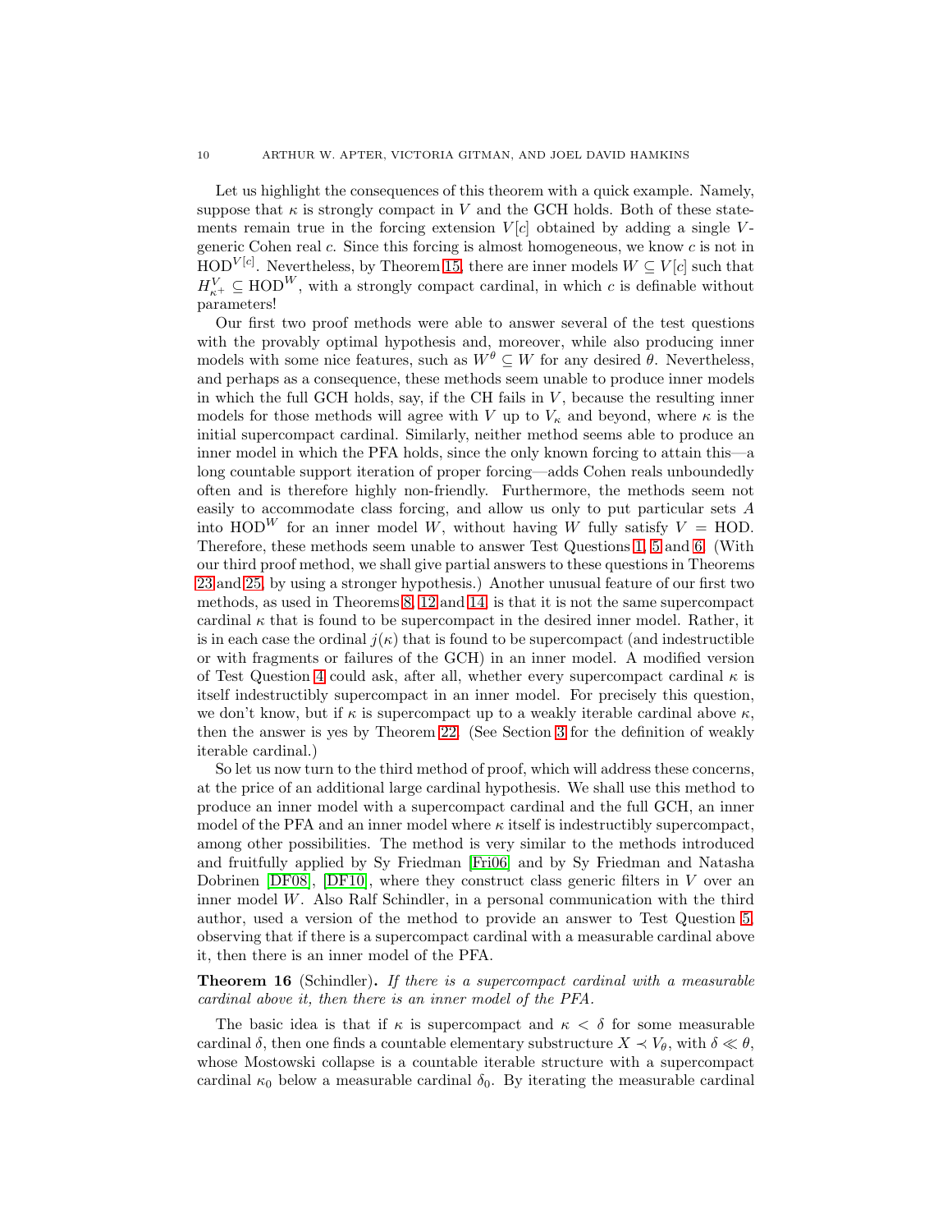Let us highlight the consequences of this theorem with a quick example. Namely, suppose that $\kappa$ is strongly compact in $V$ and the GCH holds. Both of these statements remain true in the forcing extension $V[c]$ obtained by adding a single $V$-generic Cohen real $c$. Since this forcing is almost homogeneous, we know $c$ is not in $\mathrm{HOD}^{V[c]}$. Nevertheless, by Theorem 15, there are inner models $W \subseteq V[c]$ such that $H^V_{\kappa^+} \subseteq \mathrm{HOD}^W$, with a strongly compact cardinal, in which $c$ is definable without parameters!

Our first two proof methods were able to answer several of the test questions with the provably optimal hypothesis and, moreover, while also producing inner models with some nice features, such as $W^\theta \subseteq W$ for any desired $\theta$. Nevertheless, and perhaps as a consequence, these methods seem unable to produce inner models in which the full GCH holds, say, if the CH fails in $V$, because the resulting inner models for those methods will agree with $V$ up to $V_\kappa$ and beyond, where $\kappa$ is the initial supercompact cardinal. Similarly, neither method seems able to produce an inner model in which the PFA holds, since the only known forcing to attain this—a long countable support iteration of proper forcing—adds Cohen reals unboundedly often and is therefore highly non-friendly. Furthermore, the methods seem not easily to accommodate class forcing, and allow us only to put particular sets $A$ into $\mathrm{HOD}^W$ for an inner model $W$, without having $W$ fully satisfy $V = \mathrm{HOD}$. Therefore, these methods seem unable to answer Test Questions 1, 5 and 6. (With our third proof method, we shall give partial answers to these questions in Theorems 23 and 25, by using a stronger hypothesis.) Another unusual feature of our first two methods, as used in Theorems 8, 12 and 14, is that it is not the same supercompact cardinal $\kappa$ that is found to be supercompact in the desired inner model. Rather, it is in each case the ordinal $j(\kappa)$ that is found to be supercompact (and indestructible or with fragments or failures of the GCH) in an inner model. A modified version of Test Question 4 could ask, after all, whether every supercompact cardinal $\kappa$ is itself indestructibly supercompact in an inner model. For precisely this question, we don't know, but if $\kappa$ is supercompact up to a weakly iterable cardinal above $\kappa$, then the answer is yes by Theorem 22. (See Section 3 for the definition of weakly iterable cardinal.)

So let us now turn to the third method of proof, which will address these concerns, at the price of an additional large cardinal hypothesis. We shall use this method to produce an inner model with a supercompact cardinal and the full GCH, an inner model of the PFA and an inner model where $\kappa$ itself is indestructibly supercompact, among other possibilities. The method is very similar to the methods introduced and fruitfully applied by Sy Friedman [Fri06] and by Sy Friedman and Natasha Dobrinen [DF08], [DF10], where they construct class generic filters in $V$ over an inner model $W$. Also Ralf Schindler, in a personal communication with the third author, used a version of the method to provide an answer to Test Question 5, observing that if there is a supercompact cardinal with a measurable cardinal above it, then there is an inner model of the PFA.

**Theorem 16** (Schindler)**.** *If there is a supercompact cardinal with a measurable cardinal above it, then there is an inner model of the PFA.*

The basic idea is that if $\kappa$ is supercompact and $\kappa < \delta$ for some measurable cardinal $\delta$, then one finds a countable elementary substructure $X \prec V_\theta$, with $\delta \ll \theta$, whose Mostowski collapse is a countable iterable structure with a supercompact cardinal $\kappa_0$ below a measurable cardinal $\delta_0$. By iterating the measurable cardinal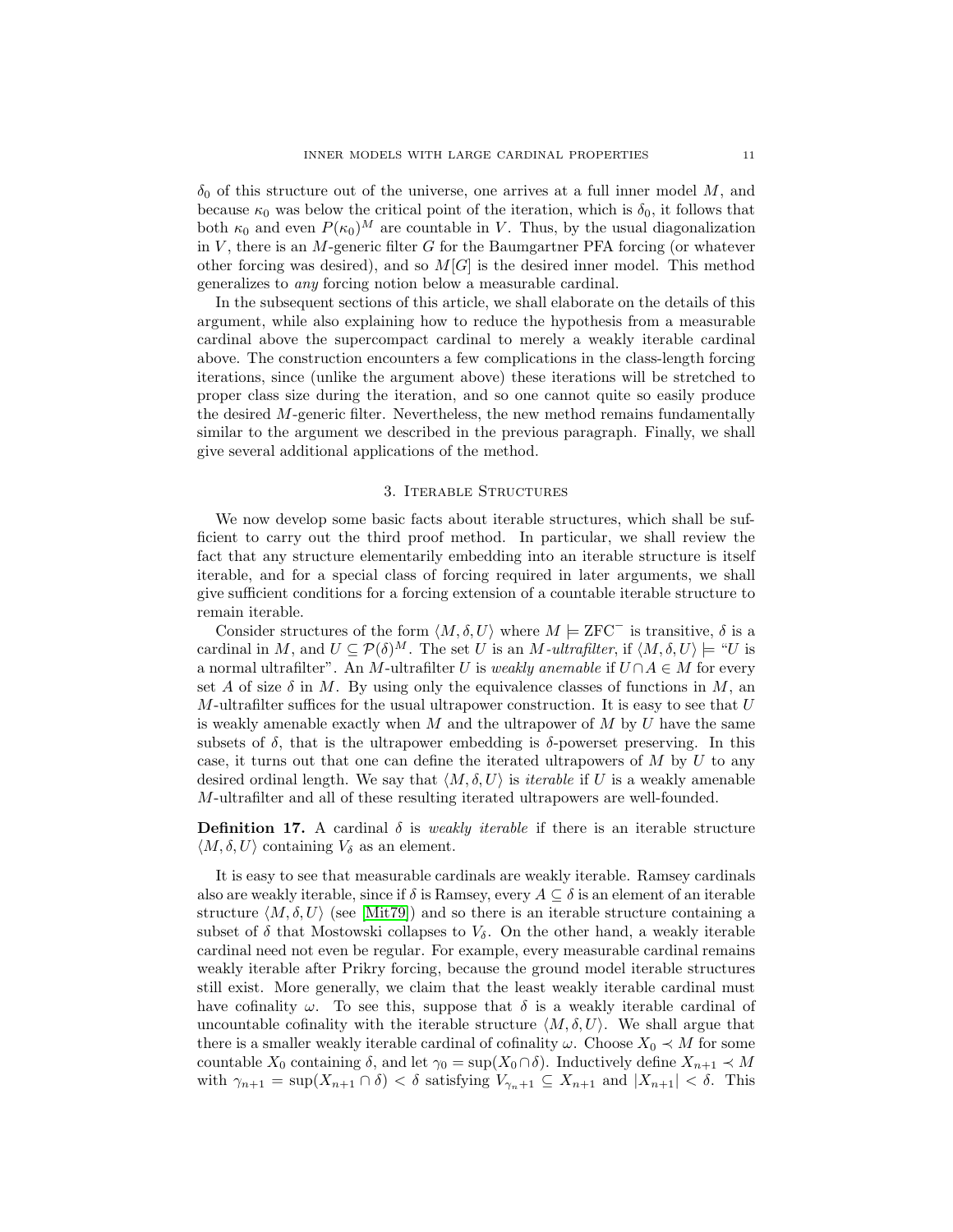$\delta_0$ of this structure out of the universe, one arrives at a full inner model $M$, and because $\kappa_0$ was below the critical point of the iteration, which is $\delta_0$, it follows that both $\kappa_0$ and even $P(\kappa_0)^M$ are countable in $V$. Thus, by the usual diagonalization in $V$, there is an $M$-generic filter $G$ for the Baumgartner PFA forcing (or whatever other forcing was desired), and so $M[G]$ is the desired inner model. This method generalizes to *any* forcing notion below a measurable cardinal.

In the subsequent sections of this article, we shall elaborate on the details of this argument, while also explaining how to reduce the hypothesis from a measurable cardinal above the supercompact cardinal to merely a weakly iterable cardinal above. The construction encounters a few complications in the class-length forcing iterations, since (unlike the argument above) these iterations will be stretched to proper class size during the iteration, and so one cannot quite so easily produce the desired $M$-generic filter. Nevertheless, the new method remains fundamentally similar to the argument we described in the previous paragraph. Finally, we shall give several additional applications of the method.

## 3. Iterable Structures

We now develop some basic facts about iterable structures, which shall be sufficient to carry out the third proof method. In particular, we shall review the fact that any structure elementarily embedding into an iterable structure is itself iterable, and for a special class of forcing required in later arguments, we shall give sufficient conditions for a forcing extension of a countable iterable structure to remain iterable.

Consider structures of the form $\langle M, \delta, U\rangle$ where $M \models \mathrm{ZFC}^-$ is transitive, $\delta$ is a cardinal in $M$, and $U \subseteq \mathcal{P}(\delta)^M$. The set $U$ is an *$M$-ultrafilter*, if $\langle M, \delta, U\rangle \models$ "$U$ is a normal ultrafilter". An $M$-ultrafilter $U$ is *weakly anemable* if $U \cap A \in M$ for every set $A$ of size $\delta$ in $M$. By using only the equivalence classes of functions in $M$, an $M$-ultrafilter suffices for the usual ultrapower construction. It is easy to see that $U$ is weakly amenable exactly when $M$ and the ultrapower of $M$ by $U$ have the same subsets of $\delta$, that is the ultrapower embedding is $\delta$-powerset preserving. In this case, it turns out that one can define the iterated ultrapowers of $M$ by $U$ to any desired ordinal length. We say that $\langle M, \delta, U\rangle$ is *iterable* if $U$ is a weakly amenable $M$-ultrafilter and all of these resulting iterated ultrapowers are well-founded.

**Definition 17.** A cardinal $\delta$ is *weakly iterable* if there is an iterable structure $\langle M, \delta, U\rangle$ containing $V_\delta$ as an element.

It is easy to see that measurable cardinals are weakly iterable. Ramsey cardinals also are weakly iterable, since if $\delta$ is Ramsey, every $A \subseteq \delta$ is an element of an iterable structure $\langle M, \delta, U\rangle$ (see [Mit79]) and so there is an iterable structure containing a subset of $\delta$ that Mostowski collapses to $V_\delta$. On the other hand, a weakly iterable cardinal need not even be regular. For example, every measurable cardinal remains weakly iterable after Prikry forcing, because the ground model iterable structures still exist. More generally, we claim that the least weakly iterable cardinal must have cofinality $\omega$. To see this, suppose that $\delta$ is a weakly iterable cardinal of uncountable cofinality with the iterable structure $\langle M, \delta, U\rangle$. We shall argue that there is a smaller weakly iterable cardinal of cofinality $\omega$. Choose $X_0 \prec M$ for some countable $X_0$ containing $\delta$, and let $\gamma_0 = \sup(X_0 \cap \delta)$. Inductively define $X_{n+1} \prec M$ with $\gamma_{n+1} = \sup(X_{n+1} \cap \delta) < \delta$ satisfying $V_{\gamma_n+1} \subseteq X_{n+1}$ and $|X_{n+1}| < \delta$. This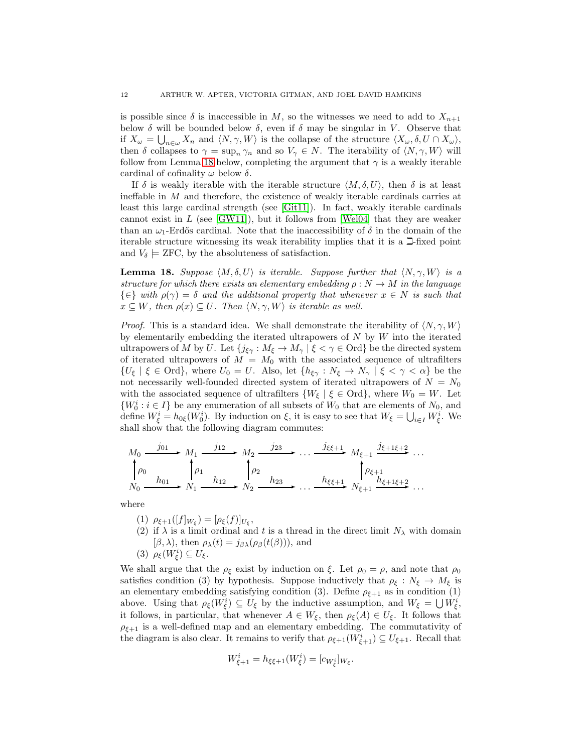is possible since $\delta$ is inaccessible in $M$, so the witnesses we need to add to $X_{n+1}$ below $\delta$ will be bounded below $\delta$, even if $\delta$ may be singular in $V$. Observe that if $X_\omega = \bigcup_{n\in\omega} X_n$ and $\langle N, \gamma, W\rangle$ is the collapse of the structure $\langle X_\omega, \delta, U \cap X_\omega\rangle$, then $\delta$ collapses to $\gamma = \sup_n \gamma_n$ and so $V_\gamma \in N$. The iterability of $\langle N, \gamma, W\rangle$ will follow from Lemma 18 below, completing the argument that $\gamma$ is a weakly iterable cardinal of cofinality $\omega$ below $\delta$.

If $\delta$ is weakly iterable with the iterable structure $\langle M, \delta, U\rangle$, then $\delta$ is at least ineffable in $M$ and therefore, the existence of weakly iterable cardinals carries at least this large cardinal strength (see [Git11]). In fact, weakly iterable cardinals cannot exist in $L$ (see [GW11]), but it follows from [Wel04] that they are weaker than an $\omega_1$-Erdős cardinal. Note that the inaccessibility of $\delta$ in the domain of the iterable structure witnessing its weak iterability implies that it is a $\beth$-fixed point and $V_\delta \models \text{ZFC}$, by the absoluteness of satisfaction.

**Lemma 18.** *Suppose $\langle M, \delta, U\rangle$ is iterable. Suppose further that $\langle N, \gamma, W\rangle$ is a structure for which there exists an elementary embedding $\rho : N \to M$ in the language $\{\in\}$ with $\rho(\gamma) = \delta$ and the additional property that whenever $x \in N$ is such that $x \subseteq W$, then $\rho(x) \subseteq U$. Then $\langle N, \gamma, W\rangle$ is iterable as well.*

*Proof.* This is a standard idea. We shall demonstrate the iterability of $\langle N, \gamma, W\rangle$ by elementarily embedding the iterated ultrapowers of $N$ by $W$ into the iterated ultrapowers of $M$ by $U$. Let $\{j_{\xi\gamma} : M_\xi \to M_\gamma \mid \xi < \gamma \in \text{Ord}\}$ be the directed system of iterated ultrapowers of $M = M_0$ with the associated sequence of ultrafilters $\{U_\xi \mid \xi \in \text{Ord}\}$, where $U_0 = U$. Also, let $\{h_{\xi\gamma} : N_\xi \to N_\gamma \mid \xi < \gamma < \alpha\}$ be the not necessarily well-founded directed system of iterated ultrapowers of $N = N_0$ with the associated sequence of ultrafilters $\{W_\xi \mid \xi \in \text{Ord}\}$, where $W_0 = W$. Let $\{W_0^i : i \in I\}$ be any enumeration of all subsets of $W_0$ that are elements of $N_0$, and define $W_\xi^i = h_{0\xi}(W_0^i)$. By induction on $\xi$, it is easy to see that $W_\xi = \bigcup_{i\in I} W_\xi^i$. We shall show that the following diagram commutes:

$$
\begin{array}{ccccccccccc}
M_0 & \xrightarrow{j_{01}} & M_1 & \xrightarrow{j_{12}} & M_2 & \xrightarrow{j_{23}} & \cdots & \xrightarrow{j_{\xi\xi+1}} & M_{\xi+1} & \xrightarrow{j_{\xi+1\xi+2}} & \cdots \\
\uparrow \rho_0 & & \uparrow \rho_1 & & \uparrow \rho_2 & & & & \uparrow \rho_{\xi+1} & & \\
N_0 & \xrightarrow{h_{01}} & N_1 & \xrightarrow{h_{12}} & N_2 & \xrightarrow{h_{23}} & \cdots & \xrightarrow{h_{\xi\xi+1}} & N_{\xi+1} & \xrightarrow{h_{\xi+1\xi+2}} & \cdots
\end{array}
$$

where

1. $\rho_{\xi+1}([f]_{W_\xi}) = [\rho_\xi(f)]_{U_\xi}$,
2. if $\lambda$ is a limit ordinal and $t$ is a thread in the direct limit $N_\lambda$ with domain $[\beta, \lambda)$, then $\rho_\lambda(t) = j_{\beta\lambda}(\rho_\beta(t(\beta)))$, and
3. $\rho_\xi(W_\xi^i) \subseteq U_\xi$.

We shall argue that the $\rho_\xi$ exist by induction on $\xi$. Let $\rho_0 = \rho$, and note that $\rho_0$ satisfies condition (3) by hypothesis. Suppose inductively that $\rho_\xi : N_\xi \to M_\xi$ is an elementary embedding satisfying condition (3). Define $\rho_{\xi+1}$ as in condition (1) above. Using that $\rho_\xi(W_\xi^i) \subseteq U_\xi$ by the inductive assumption, and $W_\xi = \bigcup W_\xi^i$, it follows, in particular, that whenever $A \in W_\xi$, then $\rho_\xi(A) \in U_\xi$. It follows that $\rho_{\xi+1}$ is a well-defined map and an elementary embedding. The commutativity of the diagram is also clear. It remains to verify that $\rho_{\xi+1}(W_{\xi+1}^i) \subseteq U_{\xi+1}$. Recall that

$$W_{\xi+1}^i = h_{\xi\xi+1}(W_\xi^i) = [c_{W_\xi^i}]_{W_\xi}.$$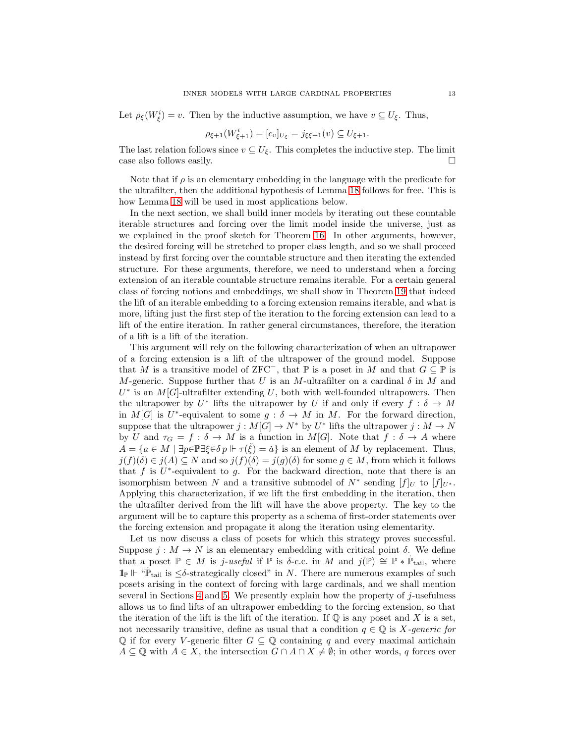Let $\rho_\xi(W^i_\xi) = v$. Then by the inductive assumption, we have $v \subseteq U_\xi$. Thus,

$$\rho_{\xi+1}(W^i_{\xi+1}) = [c_v]_{U_\xi} = j_{\xi\xi+1}(v) \subseteq U_{\xi+1}.$$

The last relation follows since $v \subseteq U_\xi$. This completes the inductive step. The limit case also follows easily. □

Note that if $\rho$ is an elementary embedding in the language with the predicate for the ultrafilter, then the additional hypothesis of Lemma 18 follows for free. This is how Lemma 18 will be used in most applications below.

In the next section, we shall build inner models by iterating out these countable iterable structures and forcing over the limit model inside the universe, just as we explained in the proof sketch for Theorem 16. In other arguments, however, the desired forcing will be stretched to proper class length, and so we shall proceed instead by first forcing over the countable structure and then iterating the extended structure. For these arguments, therefore, we need to understand when a forcing extension of an iterable countable structure remains iterable. For a certain general class of forcing notions and embeddings, we shall show in Theorem 19 that indeed the lift of an iterable embedding to a forcing extension remains iterable, and what is more, lifting just the first step of the iteration to the forcing extension can lead to a lift of the entire iteration. In rather general circumstances, therefore, the iteration of a lift is a lift of the iteration.

This argument will rely on the following characterization of when an ultrapower of a forcing extension is a lift of the ultrapower of the ground model. Suppose that $M$ is a transitive model of ZFC$^-$, that $\mathbb{P}$ is a poset in $M$ and that $G \subseteq \mathbb{P}$ is $M$-generic. Suppose further that $U$ is an $M$-ultrafilter on a cardinal $\delta$ in $M$ and $U^*$ is an $M[G]$-ultrafilter extending $U$, both with well-founded ultrapowers. Then the ultrapower by $U^*$ lifts the ultrapower by $U$ if and only if every $f : \delta \to M$ in $M[G]$ is $U^*$-equivalent to some $g : \delta \to M$ in $M$. For the forward direction, suppose that the ultrapower $j : M[G] \to N^*$ by $U^*$ lifts the ultrapower $j : M \to N$ by $U$ and $\tau_G = f : \delta \to M$ is a function in $M[G]$. Note that $f : \delta \to A$ where $A = \{a \in M \mid \exists p{\in}\mathbb{P}\exists\xi{\in}\delta\, p \Vdash \tau(\check{\xi}) = \check{a}\}$ is an element of $M$ by replacement. Thus, $j(f)(\delta) \in j(A) \subseteq N$ and so $j(f)(\delta) = j(g)(\delta)$ for some $g \in M$, from which it follows that $f$ is $U^*$-equivalent to $g$. For the backward direction, note that there is an isomorphism between $N$ and a transitive submodel of $N^*$ sending $[f]_U$ to $[f]_{U^*}$. Applying this characterization, if we lift the first embedding in the iteration, then the ultrafilter derived from the lift will have the above property. The key to the argument will be to capture this property as a schema of first-order statements over the forcing extension and propagate it along the iteration using elementarity.

Let us now discuss a class of posets for which this strategy proves successful. Suppose $j : M \to N$ is an elementary embedding with critical point $\delta$. We define that a poset $\mathbb{P} \in M$ is *$j$-useful* if $\mathbb{P}$ is $\delta$-c.c. in $M$ and $j(\mathbb{P}) \cong \mathbb{P} * \dot{\mathbb{P}}_{\rm tail}$, where $\mathbb{1}_{\mathbb{P}} \Vdash$ "$\dot{\mathbb{P}}_{\rm tail}$ is $\leq\delta$-strategically closed" in $N$. There are numerous examples of such posets arising in the context of forcing with large cardinals, and we shall mention several in Sections 4 and 5. We presently explain how the property of $j$-usefulness allows us to find lifts of an ultrapower embedding to the forcing extension, so that the iteration of the lift is the lift of the iteration. If $\mathbb{Q}$ is any poset and $X$ is a set, not necessarily transitive, define as usual that a condition $q \in \mathbb{Q}$ is *$X$-generic for* $\mathbb{Q}$ if for every $V$-generic filter $G \subseteq \mathbb{Q}$ containing $q$ and every maximal antichain $A \subseteq \mathbb{Q}$ with $A \in X$, the intersection $G \cap A \cap X \neq \emptyset$; in other words, $q$ forces over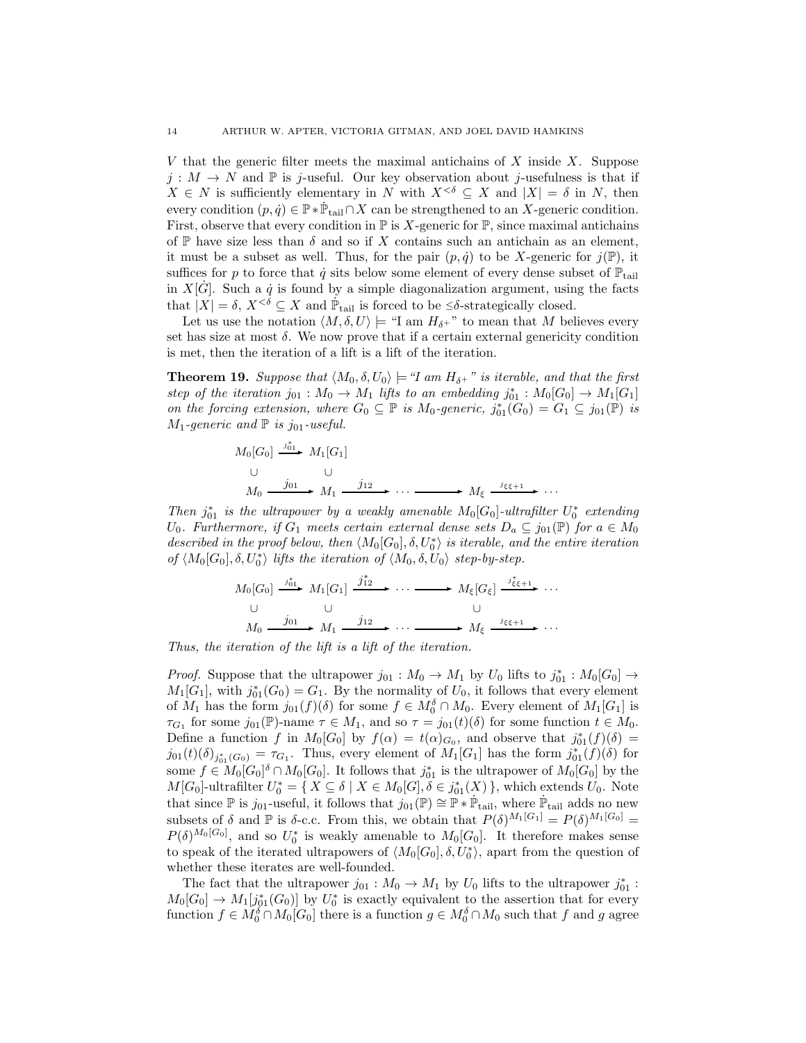$V$ that the generic filter meets the maximal antichains of $X$ inside $X$. Suppose $j : M \to N$ and $\mathbb{P}$ is $j$-useful. Our key observation about $j$-usefulness is that if $X \in N$ is sufficiently elementary in $N$ with $X^{<\delta} \subseteq X$ and $|X| = \delta$ in $N$, then every condition $(p, \dot{q}) \in \mathbb{P} * \dot{\mathbb{P}}_{\rm tail} \cap X$ can be strengthened to an $X$-generic condition. First, observe that every condition in $\mathbb{P}$ is $X$-generic for $\mathbb{P}$, since maximal antichains of $\mathbb{P}$ have size less than $\delta$ and so if $X$ contains such an antichain as an element, it must be a subset as well. Thus, for the pair $(p, \dot{q})$ to be $X$-generic for $j(\mathbb{P})$, it suffices for $p$ to force that $\dot{q}$ sits below some element of every dense subset of $\mathbb{P}_{\rm tail}$ in $X[\dot{G}]$. Such a $\dot{q}$ is found by a simple diagonalization argument, using the facts that $|X| = \delta$, $X^{<\delta} \subseteq X$ and $\dot{\mathbb{P}}_{\rm tail}$ is forced to be $\leq\delta$-strategically closed.

Let us use the notation $\langle M, \delta, U\rangle \models$ "I am $H_{\delta^+}$" to mean that $M$ believes every set has size at most $\delta$. We now prove that if a certain external genericity condition is met, then the iteration of a lift is a lift of the iteration.

**Theorem 19.** *Suppose that $\langle M_0, \delta, U_0\rangle \models$ "I am $H_{\delta^+}$" is iterable, and that the first step of the iteration $j_{01} : M_0 \to M_1$ lifts to an embedding $j^*_{01} : M_0[G_0] \to M_1[G_1]$ on the forcing extension, where $G_0 \subseteq \mathbb{P}$ is $M_0$-generic, $j^*_{01}(G_0) = G_1 \subseteq j_{01}(\mathbb{P})$ is $M_1$-generic and $\mathbb{P}$ is $j_{01}$-useful.*

$$\begin{array}{ccccccc} M_0[G_0] & \xrightarrow{j^*_{01}} & M_1[G_1] & & & & \\ \cup & & \cup & & & & \\ M_0 & \xrightarrow{j_{01}} & M_1 & \xrightarrow{j_{12}} & \cdots \longrightarrow & M_\xi & \xrightarrow{j_{\xi\xi+1}} \cdots \end{array}$$

*Then $j^*_{01}$ is the ultrapower by a weakly amenable $M_0[G_0]$-ultrafilter $U^*_0$ extending $U_0$. Furthermore, if $G_1$ meets certain external dense sets $D_a \subseteq j_{01}(\mathbb{P})$ for $a \in M_0$ described in the proof below, then $\langle M_0[G_0], \delta, U^*_0\rangle$ is iterable, and the entire iteration of $\langle M_0[G_0], \delta, U^*_0\rangle$ lifts the iteration of $\langle M_0, \delta, U_0\rangle$ step-by-step.*

$$\begin{array}{ccccccc} M_0[G_0] & \xrightarrow{j^*_{01}} & M_1[G_1] & \xrightarrow{j^*_{12}} & \cdots \longrightarrow & M_\xi[G_\xi] & \xrightarrow{j^*_{\xi\xi+1}} \cdots \\ \cup & & \cup & & & \cup & \\ M_0 & \xrightarrow{j_{01}} & M_1 & \xrightarrow{j_{12}} & \cdots \longrightarrow & M_\xi & \xrightarrow{j_{\xi\xi+1}} \cdots \end{array}$$

*Thus, the iteration of the lift is a lift of the iteration.*

*Proof.* Suppose that the ultrapower $j_{01} : M_0 \to M_1$ by $U_0$ lifts to $j^*_{01} : M_0[G_0] \to M_1[G_1]$, with $j^*_{01}(G_0) = G_1$. By the normality of $U_0$, it follows that every element of $M_1$ has the form $j_{01}(f)(\delta)$ for some $f \in M_0^\delta \cap M_0$. Every element of $M_1[G_1]$ is $\tau_{G_1}$ for some $j_{01}(\mathbb{P})$-name $\tau \in M_1$, and so $\tau = j_{01}(t)(\delta)$ for some function $t \in M_0$. Define a function $f$ in $M_0[G_0]$ by $f(\alpha) = t(\alpha)_{G_0}$, and observe that $j^*_{01}(f)(\delta) = j_{01}(t)(\delta)_{j^*_{01}(G_0)} = \tau_{G_1}$. Thus, every element of $M_1[G_1]$ has the form $j^*_{01}(f)(\delta)$ for some $f \in M_0[G]^\delta \cap M_0[G_0]$. It follows that $j^*_{01}$ is the ultrapower of $M_0[G_0]$ by the $M[G_0]$-ultrafilter $U^*_0 = \{ X \subseteq \delta \mid X \in M_0[G], \delta \in j^*_{01}(X) \}$, which extends $U_0$. Note that since $\mathbb{P}$ is $j_{01}$-useful, it follows that $j_{01}(\mathbb{P}) \cong \mathbb{P} * \dot{\mathbb{P}}_{\rm tail}$, where $\dot{\mathbb{P}}_{\rm tail}$ adds no new subsets of $\delta$ and $\mathbb{P}$ is $\delta$-c.c. From this, we obtain that $P(\delta)^{M_1[G_1]} = P(\delta)^{M_1[G_0]} = P(\delta)^{M_0[G_0]}$, and so $U^*_0$ is weakly amenable to $M_0[G_0]$. It therefore makes sense to speak of the iterated ultrapowers of $\langle M_0[G_0], \delta, U^*_0\rangle$, apart from the question of whether these iterates are well-founded.

The fact that the ultrapower $j_{01} : M_0 \to M_1$ by $U_0$ lifts to the ultrapower $j^*_{01} : M_0[G_0] \to M_1[j^*_{01}(G_0)]$ by $U^*_0$ is exactly equivalent to the assertion that for every function $f \in M_0^\delta \cap M_0[G_0]$ there is a function $g \in M_0^\delta \cap M_0$ such that $f$ and $g$ agree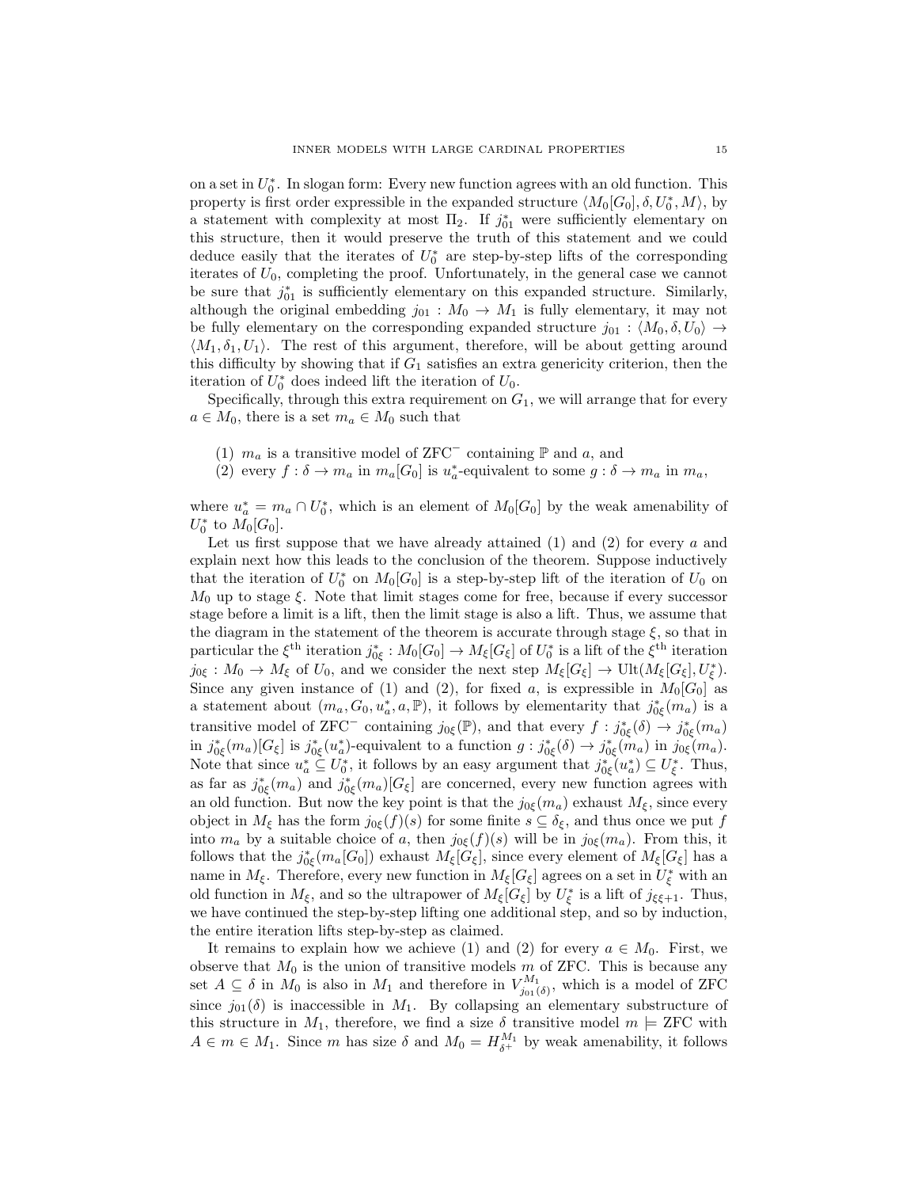on a set in $U_0^*$. In slogan form: Every new function agrees with an old function. This property is first order expressible in the expanded structure $\langle M_0[G_0], \delta, U_0^*, M\rangle$, by a statement with complexity at most $\Pi_2$. If $j_{01}^*$ were sufficiently elementary on this structure, then it would preserve the truth of this statement and we could deduce easily that the iterates of $U_0^*$ are step-by-step lifts of the corresponding iterates of $U_0$, completing the proof. Unfortunately, in the general case we cannot be sure that $j_{01}^*$ is sufficiently elementary on this expanded structure. Similarly, although the original embedding $j_{01} : M_0 \to M_1$ is fully elementary, it may not be fully elementary on the corresponding expanded structure $j_{01} : \langle M_0, \delta, U_0\rangle \to \langle M_1, \delta_1, U_1\rangle$. The rest of this argument, therefore, will be about getting around this difficulty by showing that if $G_1$ satisfies an extra genericity criterion, then the iteration of $U_0^*$ does indeed lift the iteration of $U_0$.

Specifically, through this extra requirement on $G_1$, we will arrange that for every $a \in M_0$, there is a set $m_a \in M_0$ such that

(1) $m_a$ is a transitive model of $\mathrm{ZFC}^-$ containing $\mathbb{P}$ and $a$, and
(2) every $f : \delta \to m_a$ in $m_a[G_0]$ is $u_a^*$-equivalent to some $g : \delta \to m_a$ in $m_a$,

where $u_a^* = m_a \cap U_0^*$, which is an element of $M_0[G_0]$ by the weak amenability of $U_0^*$ to $M_0[G_0]$.

Let us first suppose that we have already attained (1) and (2) for every $a$ and explain next how this leads to the conclusion of the theorem. Suppose inductively that the iteration of $U_0^*$ on $M_0[G_0]$ is a step-by-step lift of the iteration of $U_0$ on $M_0$ up to stage $\xi$. Note that limit stages come for free, because if every successor stage before a limit is a lift, then the limit stage is also a lift. Thus, we assume that the diagram in the statement of the theorem is accurate through stage $\xi$, so that in particular the $\xi^{\text{th}}$ iteration $j_{0\xi}^* : M_0[G_0] \to M_\xi[G_\xi]$ of $U_0^*$ is a lift of the $\xi^{\text{th}}$ iteration $j_{0\xi} : M_0 \to M_\xi$ of $U_0$, and we consider the next step $M_\xi[G_\xi] \to \mathrm{Ult}(M_\xi[G_\xi], U_\xi^*)$. Since any given instance of (1) and (2), for fixed $a$, is expressible in $M_0[G_0]$ as a statement about $(m_a, G_0, u_a^*, a, \mathbb{P})$, it follows by elementarity that $j_{0\xi}^*(m_a)$ is a transitive model of $\mathrm{ZFC}^-$ containing $j_{0\xi}(\mathbb{P})$, and that every $f : j_{0\xi}^*(\delta) \to j_{0\xi}^*(m_a)$ in $j_{0\xi}^*(m_a)[G_\xi]$ is $j_{0\xi}^*(u_a^*)$-equivalent to a function $g : j_{0\xi}^*(\delta) \to j_{0\xi}^*(m_a)$ in $j_{0\xi}(m_a)$. Note that since $u_a^* \subseteq U_0^*$, it follows by an easy argument that $j_{0\xi}^*(u_a^*) \subseteq U_\xi^*$. Thus, as far as $j_{0\xi}^*(m_a)$ and $j_{0\xi}^*(m_a)[G_\xi]$ are concerned, every new function agrees with an old function. But now the key point is that the $j_{0\xi}(m_a)$ exhaust $M_\xi$, since every object in $M_\xi$ has the form $j_{0\xi}(f)(s)$ for some finite $s \subseteq \delta_\xi$, and thus once we put $f$ into $m_a$ by a suitable choice of $a$, then $j_{0\xi}(f)(s)$ will be in $j_{0\xi}(m_a)$. From this, it follows that the $j_{0\xi}^*(m_a[G_0])$ exhaust $M_\xi[G_\xi]$, since every element of $M_\xi[G_\xi]$ has a name in $M_\xi$. Therefore, every new function in $M_\xi[G_\xi]$ agrees on a set in $U_\xi^*$ with an old function in $M_\xi$, and so the ultrapower of $M_\xi[G_\xi]$ by $U_\xi^*$ is a lift of $j_{\xi\xi+1}$. Thus, we have continued the step-by-step lifting one additional step, and so by induction, the entire iteration lifts step-by-step as claimed.

It remains to explain how we achieve (1) and (2) for every $a \in M_0$. First, we observe that $M_0$ is the union of transitive models $m$ of ZFC. This is because any set $A \subseteq \delta$ in $M_0$ is also in $M_1$ and therefore in $V_{j_{01}(\delta)}^{M_1}$, which is a model of ZFC since $j_{01}(\delta)$ is inaccessible in $M_1$. By collapsing an elementary substructure of this structure in $M_1$, therefore, we find a size $\delta$ transitive model $m \models \mathrm{ZFC}$ with $A \in m \in M_1$. Since $m$ has size $\delta$ and $M_0 = H_{\delta^+}^{M_1}$ by weak amenability, it follows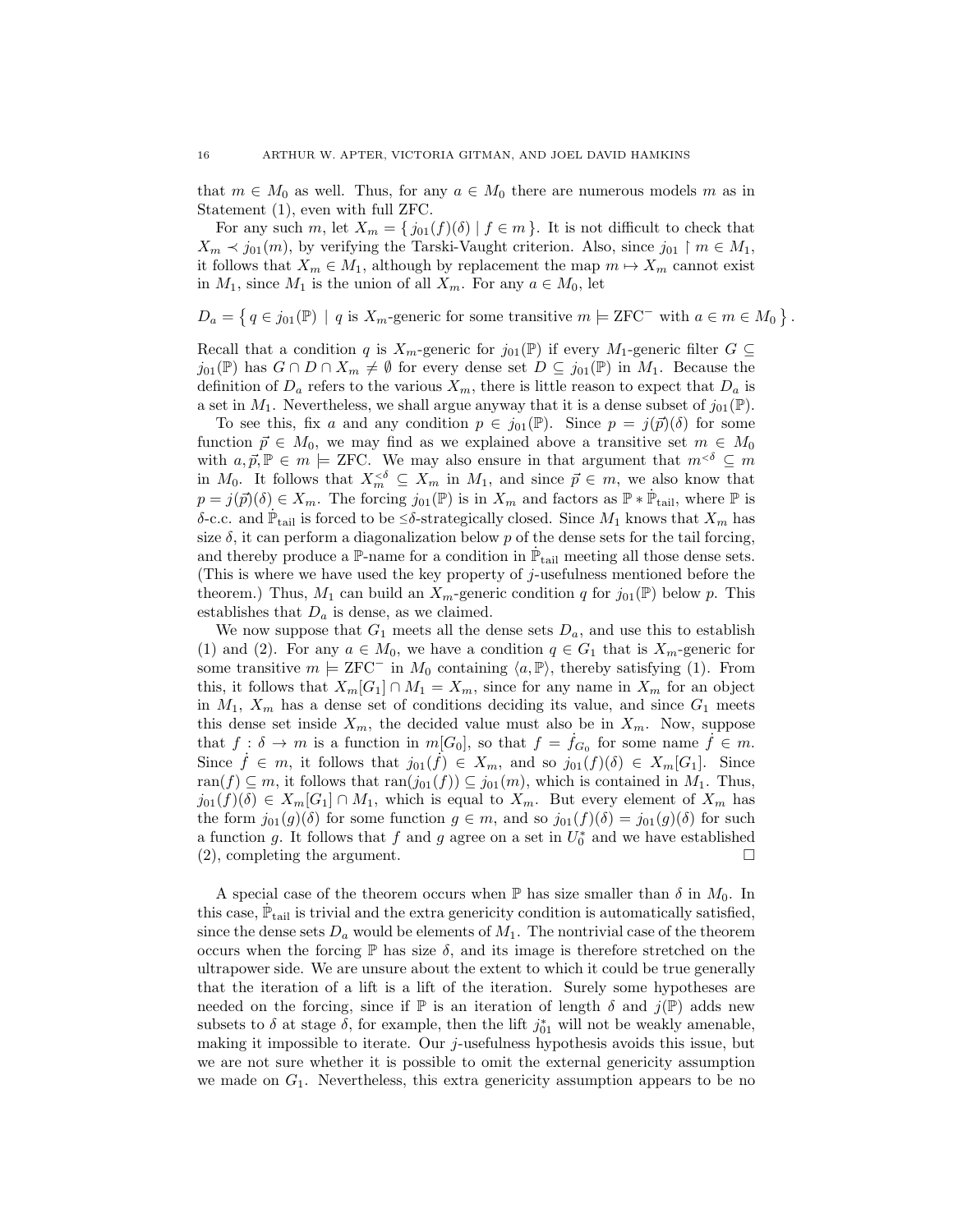that $m \in M_0$ as well. Thus, for any $a \in M_0$ there are numerous models $m$ as in Statement (1), even with full ZFC.

For any such $m$, let $X_m = \{\, j_{01}(f)(\delta) \mid f \in m \,\}$. It is not difficult to check that $X_m \prec j_{01}(m)$, by verifying the Tarski-Vaught criterion. Also, since $j_{01} \restriction m \in M_1$, it follows that $X_m \in M_1$, although by replacement the map $m \mapsto X_m$ cannot exist in $M_1$, since $M_1$ is the union of all $X_m$. For any $a \in M_0$, let

$$D_a = \left\{\, q \in j_{01}(\mathbb{P}) \mid q \text{ is } X_m\text{-generic for some transitive } m \models \mathrm{ZFC}^- \text{ with } a \in m \in M_0 \,\right\}.$$

Recall that a condition $q$ is $X_m$-generic for $j_{01}(\mathbb{P})$ if every $M_1$-generic filter $G \subseteq j_{01}(\mathbb{P})$ has $G \cap D \cap X_m \neq \emptyset$ for every dense set $D \subseteq j_{01}(\mathbb{P})$ in $M_1$. Because the definition of $D_a$ refers to the various $X_m$, there is little reason to expect that $D_a$ is a set in $M_1$. Nevertheless, we shall argue anyway that it is a dense subset of $j_{01}(\mathbb{P})$.

To see this, fix $a$ and any condition $p \in j_{01}(\mathbb{P})$. Since $p = j(\vec{p})(\delta)$ for some function $\vec{p} \in M_0$, we may find as we explained above a transitive set $m \in M_0$ with $a, \vec{p}, \mathbb{P} \in m \models \mathrm{ZFC}$. We may also ensure in that argument that $m^{<\delta} \subseteq m$ in $M_0$. It follows that $X_m^{<\delta} \subseteq X_m$ in $M_1$, and since $\vec{p} \in m$, we also know that $p = j(\vec{p})(\delta) \in X_m$. The forcing $j_{01}(\mathbb{P})$ is in $X_m$ and factors as $\mathbb{P} * \dot{\mathbb{P}}_{\text{tail}}$, where $\mathbb{P}$ is $\delta$-c.c. and $\dot{\mathbb{P}}_{\text{tail}}$ is forced to be $\leq\delta$-strategically closed. Since $M_1$ knows that $X_m$ has size $\delta$, it can perform a diagonalization below $p$ of the dense sets for the tail forcing, and thereby produce a $\mathbb{P}$-name for a condition in $\dot{\mathbb{P}}_{\text{tail}}$ meeting all those dense sets. (This is where we have used the key property of $j$-usefulness mentioned before the theorem.) Thus, $M_1$ can build an $X_m$-generic condition $q$ for $j_{01}(\mathbb{P})$ below $p$. This establishes that $D_a$ is dense, as we claimed.

We now suppose that $G_1$ meets all the dense sets $D_a$, and use this to establish (1) and (2). For any $a \in M_0$, we have a condition $q \in G_1$ that is $X_m$-generic for some transitive $m \models \mathrm{ZFC}^-$ in $M_0$ containing $\langle a, \mathbb{P} \rangle$, thereby satisfying (1). From this, it follows that $X_m[G_1] \cap M_1 = X_m$, since for any name in $X_m$ for an object in $M_1$, $X_m$ has a dense set of conditions deciding its value, and since $G_1$ meets this dense set inside $X_m$, the decided value must also be in $X_m$. Now, suppose that $f : \delta \to m$ is a function in $m[G_0]$, so that $f = \dot{f}_{G_0}$ for some name $\dot{f} \in m$. Since $\dot{f} \in m$, it follows that $j_{01}(\dot{f}) \in X_m$, and so $j_{01}(f)(\delta) \in X_m[G_1]$. Since $\operatorname{ran}(f) \subseteq m$, it follows that $\operatorname{ran}(j_{01}(f)) \subseteq j_{01}(m)$, which is contained in $M_1$. Thus, $j_{01}(f)(\delta) \in X_m[G_1] \cap M_1$, which is equal to $X_m$. But every element of $X_m$ has the form $j_{01}(g)(\delta)$ for some function $g \in m$, and so $j_{01}(f)(\delta) = j_{01}(g)(\delta)$ for such a function $g$. It follows that $f$ and $g$ agree on a set in $U_0^*$ and we have established (2), completing the argument. $\square$

A special case of the theorem occurs when $\mathbb{P}$ has size smaller than $\delta$ in $M_0$. In this case, $\dot{\mathbb{P}}_{\text{tail}}$ is trivial and the extra genericity condition is automatically satisfied, since the dense sets $D_a$ would be elements of $M_1$. The nontrivial case of the theorem occurs when the forcing $\mathbb{P}$ has size $\delta$, and its image is therefore stretched on the ultrapower side. We are unsure about the extent to which it could be true generally that the iteration of a lift is a lift of the iteration. Surely some hypotheses are needed on the forcing, since if $\mathbb{P}$ is an iteration of length $\delta$ and $j(\mathbb{P})$ adds new subsets to $\delta$ at stage $\delta$, for example, then the lift $j_{01}^*$ will not be weakly amenable, making it impossible to iterate. Our $j$-usefulness hypothesis avoids this issue, but we are not sure whether it is possible to omit the external genericity assumption we made on $G_1$. Nevertheless, this extra genericity assumption appears to be no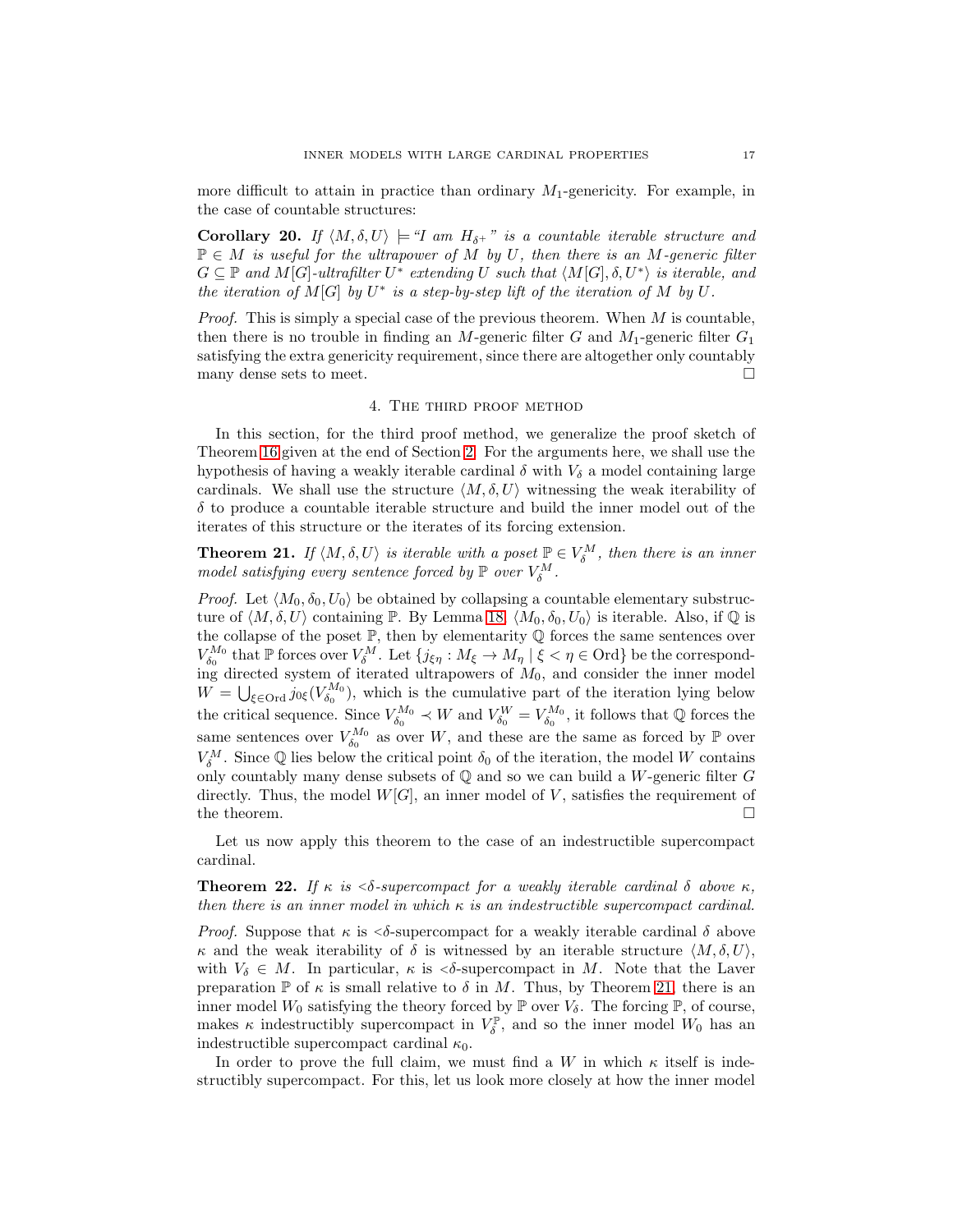more difficult to attain in practice than ordinary $M_1$-genericity. For example, in the case of countable structures:

**Corollary 20.** *If $\langle M, \delta, U\rangle \models$ "I am $H_{\delta^+}$" is a countable iterable structure and $\mathbb{P} \in M$ is useful for the ultrapower of $M$ by $U$, then there is an $M$-generic filter $G \subseteq \mathbb{P}$ and $M[G]$-ultrafilter $U^*$ extending $U$ such that $\langle M[G], \delta, U^*\rangle$ is iterable, and the iteration of $M[G]$ by $U^*$ is a step-by-step lift of the iteration of $M$ by $U$.*

*Proof.* This is simply a special case of the previous theorem. When $M$ is countable, then there is no trouble in finding an $M$-generic filter $G$ and $M_1$-generic filter $G_1$ satisfying the extra genericity requirement, since there are altogether only countably many dense sets to meet. □

## 4. The third proof method

In this section, for the third proof method, we generalize the proof sketch of Theorem 16 given at the end of Section 2. For the arguments here, we shall use the hypothesis of having a weakly iterable cardinal $\delta$ with $V_\delta$ a model containing large cardinals. We shall use the structure $\langle M, \delta, U\rangle$ witnessing the weak iterability of $\delta$ to produce a countable iterable structure and build the inner model out of the iterates of this structure or the iterates of its forcing extension.

**Theorem 21.** *If $\langle M, \delta, U\rangle$ is iterable with a poset $\mathbb{P} \in V_\delta^M$, then there is an inner model satisfying every sentence forced by $\mathbb{P}$ over $V_\delta^M$.*

*Proof.* Let $\langle M_0, \delta_0, U_0\rangle$ be obtained by collapsing a countable elementary substructure of $\langle M, \delta, U\rangle$ containing $\mathbb{P}$. By Lemma 18, $\langle M_0, \delta_0, U_0\rangle$ is iterable. Also, if $\mathbb{Q}$ is the collapse of the poset $\mathbb{P}$, then by elementarity $\mathbb{Q}$ forces the same sentences over $V_{\delta_0}^{M_0}$ that $\mathbb{P}$ forces over $V_\delta^M$. Let $\{j_{\xi\eta} : M_\xi \to M_\eta \mid \xi < \eta \in \text{Ord}\}$ be the corresponding directed system of iterated ultrapowers of $M_0$, and consider the inner model $W = \bigcup_{\xi \in \text{Ord}} j_{0\xi}(V_{\delta_0}^{M_0})$, which is the cumulative part of the iteration lying below the critical sequence. Since $V_{\delta_0}^{M_0} \prec W$ and $V_{\delta_0}^W = V_{\delta_0}^{M_0}$, it follows that $\mathbb{Q}$ forces the same sentences over $V_{\delta_0}^{M_0}$ as over $W$, and these are the same as forced by $\mathbb{P}$ over $V_\delta^M$. Since $\mathbb{Q}$ lies below the critical point $\delta_0$ of the iteration, the model $W$ contains only countably many dense subsets of $\mathbb{Q}$ and so we can build a $W$-generic filter $G$ directly. Thus, the model $W[G]$, an inner model of $V$, satisfies the requirement of the theorem. □

Let us now apply this theorem to the case of an indestructible supercompact cardinal.

**Theorem 22.** *If $\kappa$ is $<\!\delta$-supercompact for a weakly iterable cardinal $\delta$ above $\kappa$, then there is an inner model in which $\kappa$ is an indestructible supercompact cardinal.*

*Proof.* Suppose that $\kappa$ is $<\!\delta$-supercompact for a weakly iterable cardinal $\delta$ above $\kappa$ and the weak iterability of $\delta$ is witnessed by an iterable structure $\langle M, \delta, U\rangle$, with $V_\delta \in M$. In particular, $\kappa$ is $<\!\delta$-supercompact in $M$. Note that the Laver preparation $\mathbb{P}$ of $\kappa$ is small relative to $\delta$ in $M$. Thus, by Theorem 21, there is an inner model $W_0$ satisfying the theory forced by $\mathbb{P}$ over $V_\delta$. The forcing $\mathbb{P}$, of course, makes $\kappa$ indestructibly supercompact in $V_\delta^{\mathbb{P}}$, and so the inner model $W_0$ has an indestructible supercompact cardinal $\kappa_0$.

In order to prove the full claim, we must find a $W$ in which $\kappa$ itself is indestructibly supercompact. For this, let us look more closely at how the inner model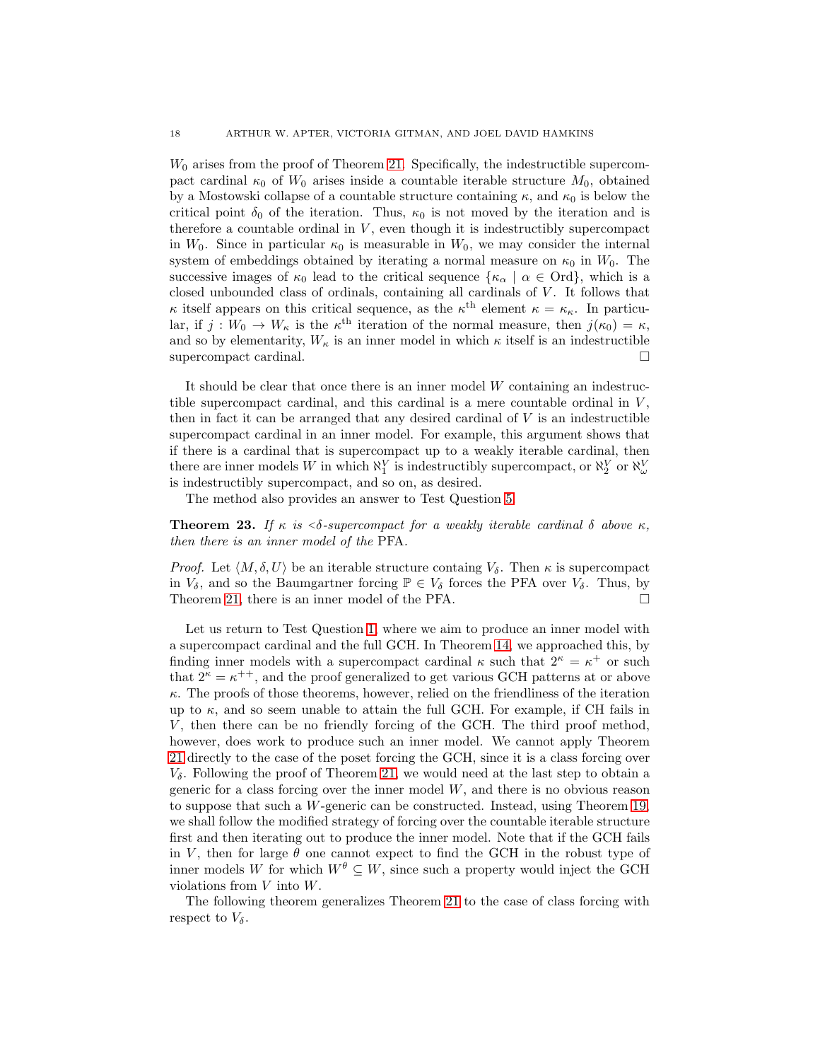$W_0$ arises from the proof of Theorem 21. Specifically, the indestructible supercompact cardinal $\kappa_0$ of $W_0$ arises inside a countable iterable structure $M_0$, obtained by a Mostowski collapse of a countable structure containing $\kappa$, and $\kappa_0$ is below the critical point $\delta_0$ of the iteration. Thus, $\kappa_0$ is not moved by the iteration and is therefore a countable ordinal in $V$, even though it is indestructibly supercompact in $W_0$. Since in particular $\kappa_0$ is measurable in $W_0$, we may consider the internal system of embeddings obtained by iterating a normal measure on $\kappa_0$ in $W_0$. The successive images of $\kappa_0$ lead to the critical sequence $\{\kappa_\alpha \mid \alpha \in \mathrm{Ord}\}$, which is a closed unbounded class of ordinals, containing all cardinals of $V$. It follows that $\kappa$ itself appears on this critical sequence, as the $\kappa^{\text{th}}$ element $\kappa = \kappa_\kappa$. In particular, if $j : W_0 \to W_\kappa$ is the $\kappa^{\text{th}}$ iteration of the normal measure, then $j(\kappa_0) = \kappa$, and so by elementarity, $W_\kappa$ is an inner model in which $\kappa$ itself is an indestructible supercompact cardinal. □

It should be clear that once there is an inner model $W$ containing an indestructible supercompact cardinal, and this cardinal is a mere countable ordinal in $V$, then in fact it can be arranged that any desired cardinal of $V$ is an indestructible supercompact cardinal in an inner model. For example, this argument shows that if there is a cardinal that is supercompact up to a weakly iterable cardinal, then there are inner models $W$ in which $\aleph_1^V$ is indestructibly supercompact, or $\aleph_2^V$ or $\aleph_\omega^V$ is indestructibly supercompact, and so on, as desired.

The method also provides an answer to Test Question 5.

**Theorem 23.** *If $\kappa$ is $<\delta$-supercompact for a weakly iterable cardinal $\delta$ above $\kappa$, then there is an inner model of the* PFA.

*Proof.* Let $\langle M, \delta, U\rangle$ be an iterable structure containg $V_\delta$. Then $\kappa$ is supercompact in $V_\delta$, and so the Baumgartner forcing $\mathbb{P} \in V_\delta$ forces the PFA over $V_\delta$. Thus, by Theorem 21, there is an inner model of the PFA. □

Let us return to Test Question 1, where we aim to produce an inner model with a supercompact cardinal and the full GCH. In Theorem 14, we approached this, by finding inner models with a supercompact cardinal $\kappa$ such that $2^\kappa = \kappa^+$ or such that $2^\kappa = \kappa^{++}$, and the proof generalized to get various GCH patterns at or above $\kappa$. The proofs of those theorems, however, relied on the friendliness of the iteration up to $\kappa$, and so seem unable to attain the full GCH. For example, if CH fails in $V$, then there can be no friendly forcing of the GCH. The third proof method, however, does work to produce such an inner model. We cannot apply Theorem 21 directly to the case of the poset forcing the GCH, since it is a class forcing over $V_\delta$. Following the proof of Theorem 21, we would need at the last step to obtain a generic for a class forcing over the inner model $W$, and there is no obvious reason to suppose that such a $W$-generic can be constructed. Instead, using Theorem 19, we shall follow the modified strategy of forcing over the countable iterable structure first and then iterating out to produce the inner model. Note that if the GCH fails in $V$, then for large $\theta$ one cannot expect to find the GCH in the robust type of inner models $W$ for which $W^\theta \subseteq W$, since such a property would inject the GCH violations from $V$ into $W$.

The following theorem generalizes Theorem 21 to the case of class forcing with respect to $V_\delta$.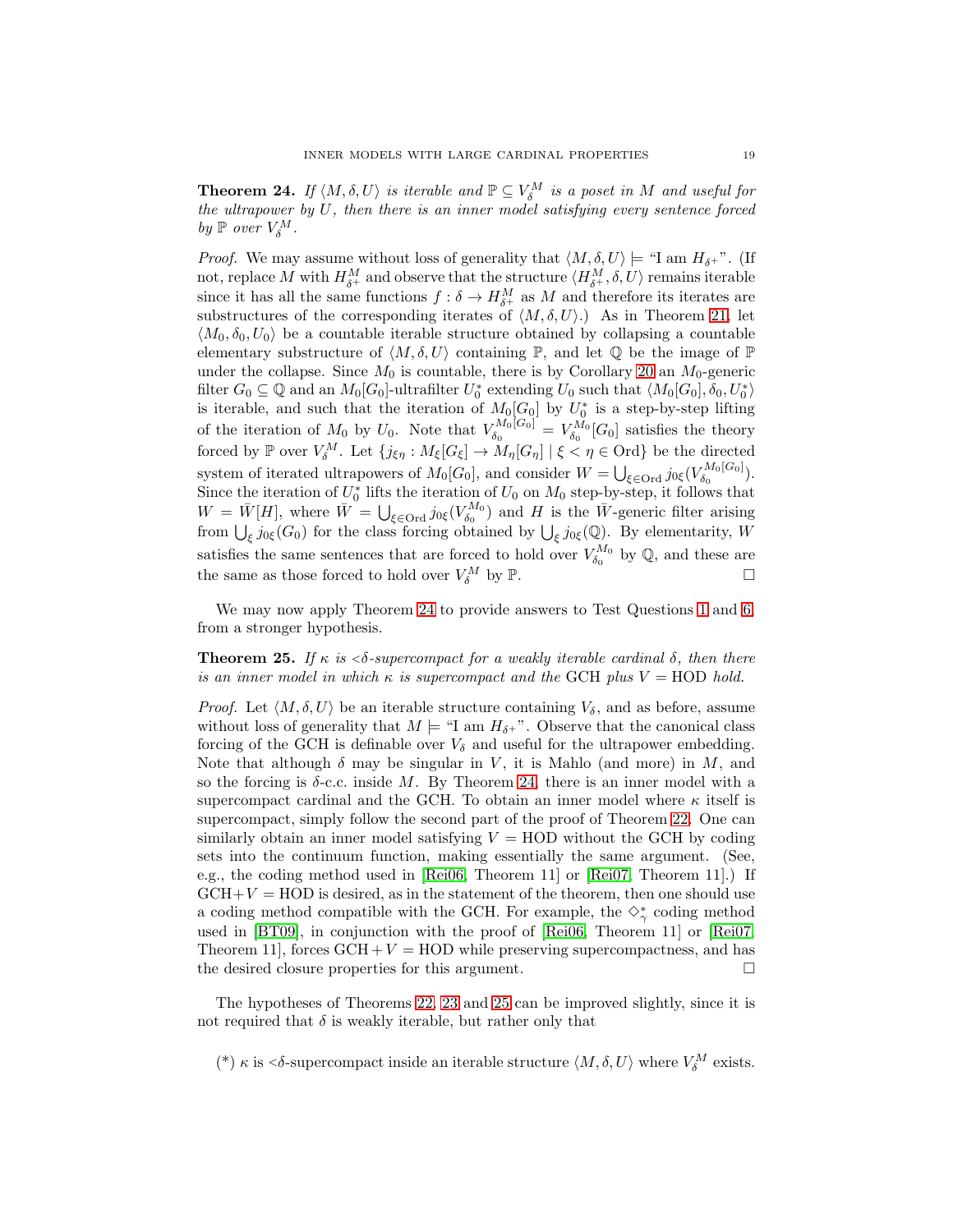**Theorem 24.** *If $\langle M, \delta, U\rangle$ is iterable and $\mathbb{P} \subseteq V_\delta^M$ is a poset in $M$ and useful for the ultrapower by $U$, then there is an inner model satisfying every sentence forced by $\mathbb{P}$ over $V_\delta^M$.*

*Proof.* We may assume without loss of generality that $\langle M, \delta, U\rangle \models$ "I am $H_{\delta^+}$". (If not, replace $M$ with $H_{\delta^+}^M$ and observe that the structure $\langle H_{\delta^+}^M, \delta, U\rangle$ remains iterable since it has all the same functions $f : \delta \to H_{\delta^+}^M$ as $M$ and therefore its iterates are substructures of the corresponding iterates of $\langle M, \delta, U\rangle$.) As in Theorem 21, let $\langle M_0, \delta_0, U_0\rangle$ be a countable iterable structure obtained by collapsing a countable elementary substructure of $\langle M, \delta, U\rangle$ containing $\mathbb{P}$, and let $\mathbb{Q}$ be the image of $\mathbb{P}$ under the collapse. Since $M_0$ is countable, there is by Corollary 20 an $M_0$-generic filter $G_0 \subseteq \mathbb{Q}$ and an $M_0[G_0]$-ultrafilter $U_0^*$ extending $U_0$ such that $\langle M_0[G_0], \delta_0, U_0^*\rangle$ is iterable, and such that the iteration of $M_0[G_0]$ by $U_0^*$ is a step-by-step lifting of the iteration of $M_0$ by $U_0$. Note that $V_{\delta_0}^{M_0[G_0]} = V_{\delta_0}^{M_0}[G_0]$ satisfies the theory forced by $\mathbb{P}$ over $V_\delta^M$. Let $\{j_{\xi\eta} : M_\xi[G_\xi] \to M_\eta[G_\eta] \mid \xi < \eta \in \mathrm{Ord}\}$ be the directed system of iterated ultrapowers of $M_0[G_0]$, and consider $W = \bigcup_{\xi \in \mathrm{Ord}} j_{0\xi}(V_{\delta_0}^{M_0[G_0]})$. Since the iteration of $U_0^*$ lifts the iteration of $U_0$ on $M_0$ step-by-step, it follows that $W = \bar{W}[H]$, where $\bar{W} = \bigcup_{\xi \in \mathrm{Ord}} j_{0\xi}(V_{\delta_0}^{M_0})$ and $H$ is the $\bar{W}$-generic filter arising from $\bigcup_\xi j_{0\xi}(G_0)$ for the class forcing obtained by $\bigcup_\xi j_{0\xi}(\mathbb{Q})$. By elementarity, $W$ satisfies the same sentences that are forced to hold over $V_{\delta_0}^{M_0}$ by $\mathbb{Q}$, and these are the same as those forced to hold over $V_\delta^M$ by $\mathbb{P}$. $\square$

We may now apply Theorem 24 to provide answers to Test Questions 1 and 6, from a stronger hypothesis.

**Theorem 25.** *If $\kappa$ is $<\!\delta$-supercompact for a weakly iterable cardinal $\delta$, then there is an inner model in which $\kappa$ is supercompact and the* GCH *plus* $V = \mathrm{HOD}$ *hold.*

*Proof.* Let $\langle M, \delta, U\rangle$ be an iterable structure containing $V_\delta$, and as before, assume without loss of generality that $M \models$ "I am $H_{\delta^+}$". Observe that the canonical class forcing of the GCH is definable over $V_\delta$ and useful for the ultrapower embedding. Note that although $\delta$ may be singular in $V$, it is Mahlo (and more) in $M$, and so the forcing is $\delta$-c.c. inside $M$. By Theorem 24, there is an inner model with a supercompact cardinal and the GCH. To obtain an inner model where $\kappa$ itself is supercompact, simply follow the second part of the proof of Theorem 22. One can similarly obtain an inner model satisfying $V = \mathrm{HOD}$ without the GCH by coding sets into the continuum function, making essentially the same argument. (See, e.g., the coding method used in [Rei06, Theorem 11] or [Rei07, Theorem 11].) If $\mathrm{GCH} + V = \mathrm{HOD}$ is desired, as in the statement of the theorem, then one should use a coding method compatible with the GCH. For example, the $\diamondsuit_\gamma^*$ coding method used in [BT09], in conjunction with the proof of [Rei06, Theorem 11] or [Rei07, Theorem 11], forces $\mathrm{GCH} + V = \mathrm{HOD}$ while preserving supercompactness, and has the desired closure properties for this argument. $\square$

The hypotheses of Theorems 22, 23 and 25 can be improved slightly, since it is not required that $\delta$ is weakly iterable, but rather only that

(*) $\kappa$ is $<\!\delta$-supercompact inside an iterable structure $\langle M, \delta, U\rangle$ where $V_\delta^M$ exists.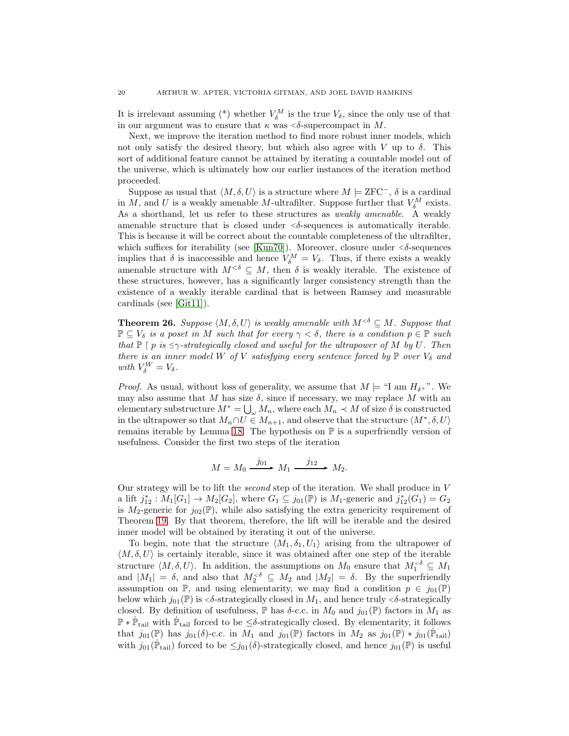It is irrelevant assuming (*) whether $V_\delta^M$ is the true $V_\delta$, since the only use of that in our argument was to ensure that $\kappa$ was $<\delta$-supercompact in $M$.

Next, we improve the iteration method to find more robust inner models, which not only satisfy the desired theory, but which also agree with $V$ up to $\delta$. This sort of additional feature cannot be attained by iterating a countable model out of the universe, which is ultimately how our earlier instances of the iteration method proceeded.

Suppose as usual that $\langle M, \delta, U\rangle$ is a structure where $M \models \mathrm{ZFC}^-$, $\delta$ is a cardinal in $M$, and $U$ is a weakly amenable $M$-ultrafilter. Suppose further that $V_\delta^M$ exists. As a shorthand, let us refer to these structures as *weakly amenable*. A weakly amenable structure that is closed under $<\delta$-sequences is automatically iterable. This is because it will be correct about the countable completeness of the ultrafilter, which suffices for iterability (see [Kun70]). Moreover, closure under $<\delta$-sequences implies that $\delta$ is inaccessible and hence $V_\delta^M = V_\delta$. Thus, if there exists a weakly amenable structure with $M^{<\delta} \subseteq M$, then $\delta$ is weakly iterable. The existence of these structures, however, has a significantly larger consistency strength than the existence of a weakly iterable cardinal that is between Ramsey and measurable cardinals (see [Git11]).

**Theorem 26.** *Suppose $\langle M, \delta, U\rangle$ is weakly amenable with $M^{<\delta} \subseteq M$. Suppose that $\mathbb{P} \subseteq V_\delta$ is a poset in $M$ such that for every $\gamma < \delta$, there is a condition $p \in \mathbb{P}$ such that $\mathbb{P} \upharpoonright p$ is $\leq\gamma$-strategically closed and useful for the ultrapower of $M$ by $U$. Then there is an inner model $W$ of $V$ satisfying every sentence forced by $\mathbb{P}$ over $V_\delta$ and with $V_\delta^W = V_\delta$.*

*Proof.* As usual, without loss of generality, we assume that $M \models$ "I am $H_{\delta^+}$". We may also assume that $M$ has size $\delta$, since if necessary, we may replace $M$ with an elementary substructure $M^* = \bigcup_\omega M_n$, where each $M_n \prec M$ of size $\delta$ is constructed in the ultrapower so that $M_n \cap U \in M_{n+1}$, and observe that the structure $\langle M^*, \delta, U\rangle$ remains iterable by Lemma 18. The hypothesis on $\mathbb{P}$ is a superfriendly version of usefulness. Consider the first two steps of the iteration

$$M = M_0 \xrightarrow{\;j_{01}\;} M_1 \xrightarrow{\;j_{12}\;} M_2.$$

Our strategy will be to lift the *second* step of the iteration. We shall produce in $V$ a lift $j_{12}^* : M_1[G_1] \to M_2[G_2]$, where $G_1 \subseteq j_{01}(\mathbb{P})$ is $M_1$-generic and $j_{12}^*(G_1) = G_2$ is $M_2$-generic for $j_{02}(\mathbb{P})$, while also satisfying the extra genericity requirement of Theorem 19. By that theorem, therefore, the lift will be iterable and the desired inner model will be obtained by iterating it out of the universe.

To begin, note that the structure $\langle M_1, \delta_1, U_1\rangle$ arising from the ultrapower of $\langle M, \delta, U\rangle$ is certainly iterable, since it was obtained after one step of the iterable structure $\langle M, \delta, U\rangle$. In addition, the assumptions on $M_0$ ensure that $M_1^{<\delta} \subseteq M_1$ and $|M_1| = \delta$, and also that $M_2^{<\delta} \subseteq M_2$ and $|M_2| = \delta$. By the superfriendly assumption on $\mathbb{P}$, and using elementarity, we may find a condition $p \in j_{01}(\mathbb{P})$ below which $j_{01}(\mathbb{P})$ is $<\delta$-strategically closed in $M_1$, and hence truly $<\delta$-strategically closed. By definition of usefulness, $\mathbb{P}$ has $\delta$-c.c. in $M_0$ and $j_{01}(\mathbb{P})$ factors in $M_1$ as $\mathbb{P} * \dot{\mathbb{P}}_{\mathrm{tail}}$ with $\dot{\mathbb{P}}_{\mathrm{tail}}$ forced to be $\leq\delta$-strategically closed. By elementarity, it follows that $j_{01}(\mathbb{P})$ has $j_{01}(\delta)$-c.c. in $M_1$ and $j_{01}(\mathbb{P})$ factors in $M_2$ as $j_{01}(\mathbb{P}) * j_{01}(\dot{\mathbb{P}}_{\mathrm{tail}})$ with $j_{01}(\dot{\mathbb{P}}_{\mathrm{tail}})$ forced to be $\leq j_{01}(\delta)$-strategically closed, and hence $j_{01}(\mathbb{P})$ is useful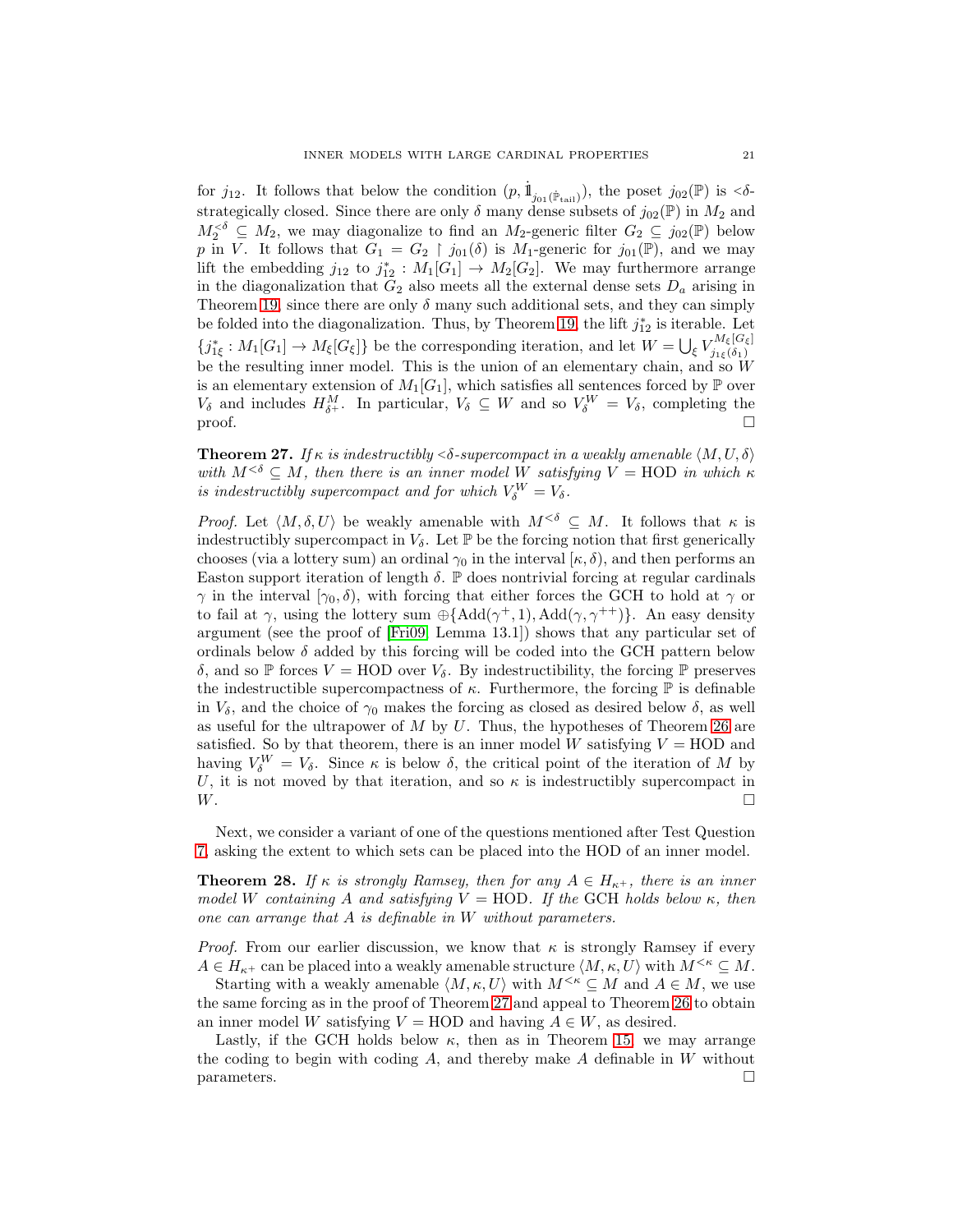for $j_{12}$. It follows that below the condition $(p, \dot{\mathbb{1}}_{j_{01}(\dot{\mathbb{P}}_{\text{tail}})})$, the poset $j_{02}(\mathbb{P})$ is ${<}\delta$-strategically closed. Since there are only $\delta$ many dense subsets of $j_{02}(\mathbb{P})$ in $M_2$ and $M_2^{<\delta} \subseteq M_2$, we may diagonalize to find an $M_2$-generic filter $G_2 \subseteq j_{02}(\mathbb{P})$ below $p$ in $V$. It follows that $G_1 = G_2 \upharpoonright j_{01}(\delta)$ is $M_1$-generic for $j_{01}(\mathbb{P})$, and we may lift the embedding $j_{12}$ to $j_{12}^* : M_1[G_1] \to M_2[G_2]$. We may furthermore arrange in the diagonalization that $G_2$ also meets all the external dense sets $D_a$ arising in Theorem 19, since there are only $\delta$ many such additional sets, and they can simply be folded into the diagonalization. Thus, by Theorem 19, the lift $j_{12}^*$ is iterable. Let $\{j_{1\xi}^* : M_1[G_1] \to M_\xi[G_\xi]\}$ be the corresponding iteration, and let $W = \bigcup_\xi V_{j_{1\xi}(\delta_1)}^{M_\xi[G_\xi]}$ be the resulting inner model. This is the union of an elementary chain, and so $W$ is an elementary extension of $M_1[G_1]$, which satisfies all sentences forced by $\mathbb{P}$ over $V_\delta$ and includes $H_{\delta^+}^M$. In particular, $V_\delta \subseteq W$ and so $V_\delta^W = V_\delta$, completing the proof. $\square$

**Theorem 27.** *If $\kappa$ is indestructibly ${<}\delta$-supercompact in a weakly amenable $\langle M, U, \delta\rangle$ with $M^{<\delta} \subseteq M$, then there is an inner model $W$ satisfying $V = \text{HOD}$ in which $\kappa$ is indestructibly supercompact and for which $V_\delta^W = V_\delta$.*

*Proof.* Let $\langle M, \delta, U\rangle$ be weakly amenable with $M^{<\delta} \subseteq M$. It follows that $\kappa$ is indestructibly supercompact in $V_\delta$. Let $\mathbb{P}$ be the forcing notion that first generically chooses (via a lottery sum) an ordinal $\gamma_0$ in the interval $[\kappa, \delta)$, and then performs an Easton support iteration of length $\delta$. $\mathbb{P}$ does nontrivial forcing at regular cardinals $\gamma$ in the interval $[\gamma_0, \delta)$, with forcing that either forces the GCH to hold at $\gamma$ or to fail at $\gamma$, using the lottery sum $\oplus\{\text{Add}(\gamma^+, 1), \text{Add}(\gamma, \gamma^{++})\}$. An easy density argument (see the proof of [Fri09, Lemma 13.1]) shows that any particular set of ordinals below $\delta$ added by this forcing will be coded into the GCH pattern below $\delta$, and so $\mathbb{P}$ forces $V = \text{HOD}$ over $V_\delta$. By indestructibility, the forcing $\mathbb{P}$ preserves the indestructible supercompactness of $\kappa$. Furthermore, the forcing $\mathbb{P}$ is definable in $V_\delta$, and the choice of $\gamma_0$ makes the forcing as closed as desired below $\delta$, as well as useful for the ultrapower of $M$ by $U$. Thus, the hypotheses of Theorem 26 are satisfied. So by that theorem, there is an inner model $W$ satisfying $V = \text{HOD}$ and having $V_\delta^W = V_\delta$. Since $\kappa$ is below $\delta$, the critical point of the iteration of $M$ by $U$, it is not moved by that iteration, and so $\kappa$ is indestructibly supercompact in $W$. $\square$

Next, we consider a variant of one of the questions mentioned after Test Question 7, asking the extent to which sets can be placed into the HOD of an inner model.

**Theorem 28.** *If $\kappa$ is strongly Ramsey, then for any $A \in H_{\kappa^+}$, there is an inner model $W$ containing $A$ and satisfying $V = \text{HOD}$. If the GCH holds below $\kappa$, then one can arrange that $A$ is definable in $W$ without parameters.*

*Proof.* From our earlier discussion, we know that $\kappa$ is strongly Ramsey if every $A \in H_{\kappa^+}$ can be placed into a weakly amenable structure $\langle M, \kappa, U\rangle$ with $M^{<\kappa} \subseteq M$.

Starting with a weakly amenable $\langle M, \kappa, U\rangle$ with $M^{<\kappa} \subseteq M$ and $A \in M$, we use the same forcing as in the proof of Theorem 27 and appeal to Theorem 26 to obtain an inner model $W$ satisfying $V = \text{HOD}$ and having $A \in W$, as desired.

Lastly, if the GCH holds below $\kappa$, then as in Theorem 15, we may arrange the coding to begin with coding $A$, and thereby make $A$ definable in $W$ without parameters. $\square$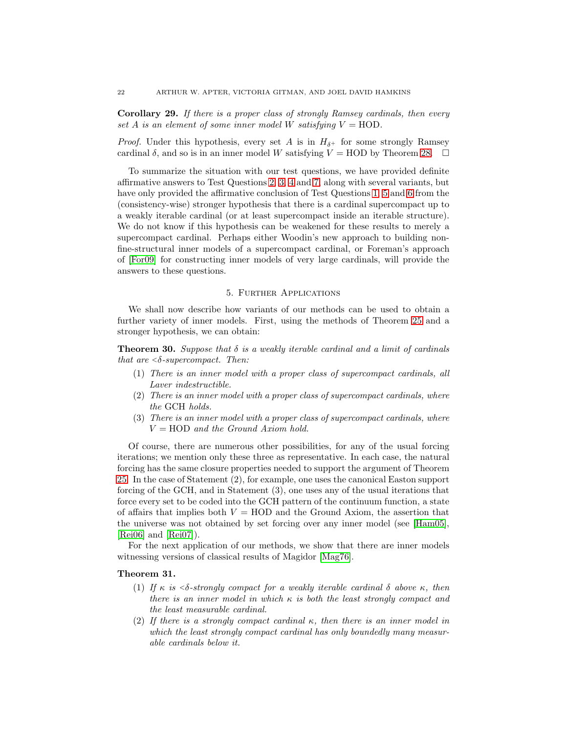**Corollary 29.** *If there is a proper class of strongly Ramsey cardinals, then every set $A$ is an element of some inner model $W$ satisfying $V = \mathrm{HOD}$.*

*Proof.* Under this hypothesis, every set $A$ is in $H_{\delta^+}$ for some strongly Ramsey cardinal $\delta$, and so is in an inner model $W$ satisfying $V = \mathrm{HOD}$ by Theorem 28. □

To summarize the situation with our test questions, we have provided definite affirmative answers to Test Questions 2, 3, 4 and 7, along with several variants, but have only provided the affirmative conclusion of Test Questions 1, 5 and 6 from the (consistency-wise) stronger hypothesis that there is a cardinal supercompact up to a weakly iterable cardinal (or at least supercompact inside an iterable structure). We do not know if this hypothesis can be weakened for these results to merely a supercompact cardinal. Perhaps either Woodin's new approach to building non-fine-structural inner models of a supercompact cardinal, or Foreman's approach of [For09] for constructing inner models of very large cardinals, will provide the answers to these questions.

## 5. Further Applications

We shall now describe how variants of our methods can be used to obtain a further variety of inner models. First, using the methods of Theorem 25 and a stronger hypothesis, we can obtain:

**Theorem 30.** *Suppose that $\delta$ is a weakly iterable cardinal and a limit of cardinals that are $<\delta$-supercompact. Then:*

1. *There is an inner model with a proper class of supercompact cardinals, all Laver indestructible.*
2. *There is an inner model with a proper class of supercompact cardinals, where the* GCH *holds.*
3. *There is an inner model with a proper class of supercompact cardinals, where $V = \mathrm{HOD}$ and the Ground Axiom hold.*

Of course, there are numerous other possibilities, for any of the usual forcing iterations; we mention only these three as representative. In each case, the natural forcing has the same closure properties needed to support the argument of Theorem 25. In the case of Statement (2), for example, one uses the canonical Easton support forcing of the GCH, and in Statement (3), one uses any of the usual iterations that force every set to be coded into the GCH pattern of the continuum function, a state of affairs that implies both $V = \mathrm{HOD}$ and the Ground Axiom, the assertion that the universe was not obtained by set forcing over any inner model (see [Ham05], [Rei06] and [Rei07]).

For the next application of our methods, we show that there are inner models witnessing versions of classical results of Magidor [Mag76].

**Theorem 31.**

1. *If $\kappa$ is $<\delta$-strongly compact for a weakly iterable cardinal $\delta$ above $\kappa$, then there is an inner model in which $\kappa$ is both the least strongly compact and the least measurable cardinal.*
2. *If there is a strongly compact cardinal $\kappa$, then there is an inner model in which the least strongly compact cardinal has only boundedly many measurable cardinals below it.*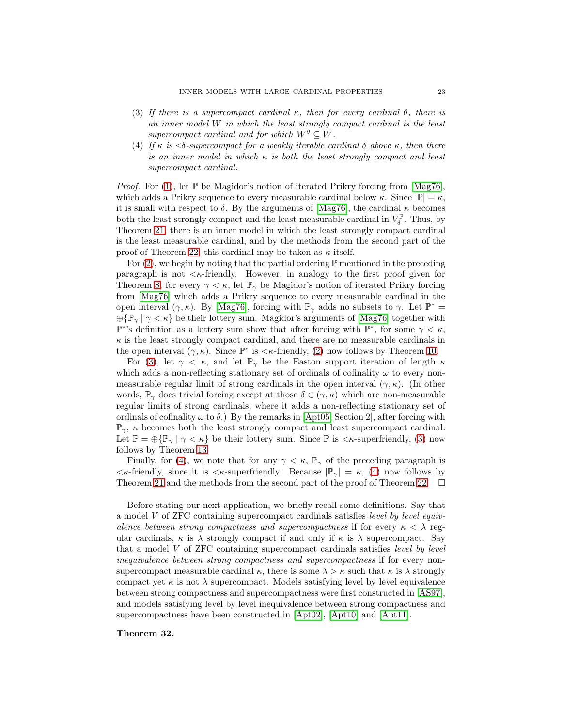(3) *If there is a supercompact cardinal $\kappa$, then for every cardinal $\theta$, there is an inner model $W$ in which the least strongly compact cardinal is the least supercompact cardinal and for which $W^\theta \subseteq W$.*

(4) *If $\kappa$ is $<\delta$-supercompact for a weakly iterable cardinal $\delta$ above $\kappa$, then there is an inner model in which $\kappa$ is both the least strongly compact and least supercompact cardinal.*

*Proof.* For (1), let $\mathbb{P}$ be Magidor's notion of iterated Prikry forcing from [Mag76], which adds a Prikry sequence to every measurable cardinal below $\kappa$. Since $|\mathbb{P}| = \kappa$, it is small with respect to $\delta$. By the arguments of [Mag76], the cardinal $\kappa$ becomes both the least strongly compact and the least measurable cardinal in $V_\delta^{\mathbb{P}}$. Thus, by Theorem 21, there is an inner model in which the least strongly compact cardinal is the least measurable cardinal, and by the methods from the second part of the proof of Theorem 22, this cardinal may be taken as $\kappa$ itself.

For (2), we begin by noting that the partial ordering $\mathbb{P}$ mentioned in the preceding paragraph is not $<\kappa$-friendly. However, in analogy to the first proof given for Theorem 8, for every $\gamma < \kappa$, let $\mathbb{P}_\gamma$ be Magidor's notion of iterated Prikry forcing from [Mag76] which adds a Prikry sequence to every measurable cardinal in the open interval $(\gamma, \kappa)$. By [Mag76], forcing with $\mathbb{P}_\gamma$ adds no subsets to $\gamma$. Let $\mathbb{P}^* = \oplus\{\mathbb{P}_\gamma \mid \gamma < \kappa\}$ be their lottery sum. Magidor's arguments of [Mag76] together with $\mathbb{P}^*$'s definition as a lottery sum show that after forcing with $\mathbb{P}^*$, for some $\gamma < \kappa$, $\kappa$ is the least strongly compact cardinal, and there are no measurable cardinals in the open interval $(\gamma, \kappa)$. Since $\mathbb{P}^*$ is $<\kappa$-friendly, (2) now follows by Theorem 10.

For (3), let $\gamma < \kappa$, and let $\mathbb{P}_\gamma$ be the Easton support iteration of length $\kappa$ which adds a non-reflecting stationary set of ordinals of cofinality $\omega$ to every non-measurable regular limit of strong cardinals in the open interval $(\gamma, \kappa)$. (In other words, $\mathbb{P}_\gamma$ does trivial forcing except at those $\delta \in (\gamma, \kappa)$ which are non-measurable regular limits of strong cardinals, where it adds a non-reflecting stationary set of ordinals of cofinality $\omega$ to $\delta$.) By the remarks in [Apt05, Section 2], after forcing with $\mathbb{P}_\gamma$, $\kappa$ becomes both the least strongly compact and least supercompact cardinal. Let $\mathbb{P} = \oplus\{\mathbb{P}_\gamma \mid \gamma < \kappa\}$ be their lottery sum. Since $\mathbb{P}$ is $<\kappa$-superfriendly, (3) now follows by Theorem 13.

Finally, for (4), we note that for any $\gamma < \kappa$, $\mathbb{P}_\gamma$ of the preceding paragraph is $<\kappa$-friendly, since it is $<\kappa$-superfriendly. Because $|\mathbb{P}_\gamma| = \kappa$, (4) now follows by Theorem 21 and the methods from the second part of the proof of Theorem 22. $\square$

Before stating our next application, we briefly recall some definitions. Say that a model $V$ of ZFC containing supercompact cardinals satisfies *level by level equivalence between strong compactness and supercompactness* if for every $\kappa < \lambda$ regular cardinals, $\kappa$ is $\lambda$ strongly compact if and only if $\kappa$ is $\lambda$ supercompact. Say that a model $V$ of ZFC containing supercompact cardinals satisfies *level by level inequivalence between strong compactness and supercompactness* if for every non-supercompact measurable cardinal $\kappa$, there is some $\lambda > \kappa$ such that $\kappa$ is $\lambda$ strongly compact yet $\kappa$ is not $\lambda$ supercompact. Models satisfying level by level equivalence between strong compactness and supercompactness were first constructed in [AS97], and models satisfying level by level inequivalence between strong compactness and supercompactness have been constructed in [Apt02], [Apt10] and [Apt11].

**Theorem 32.**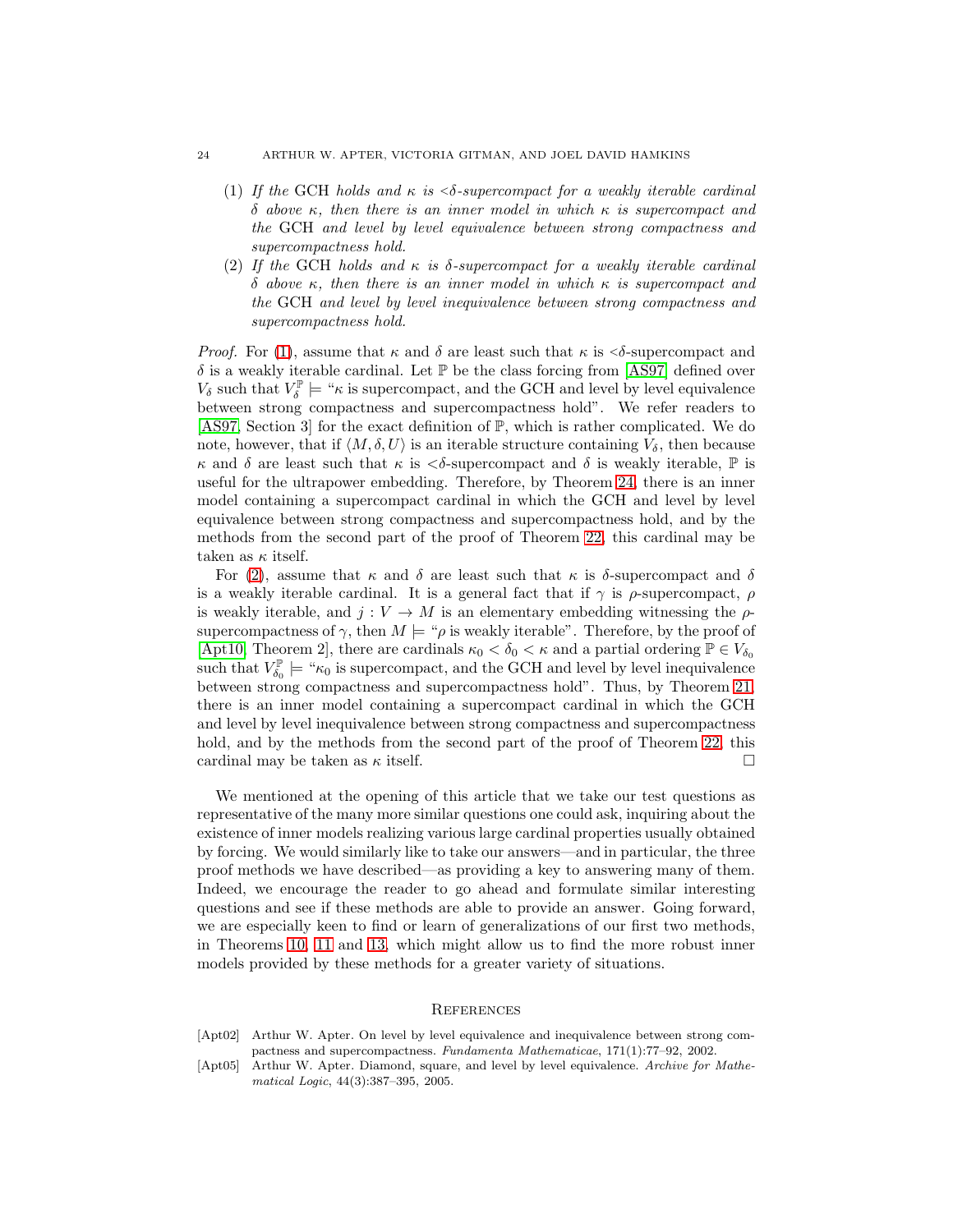(1) *If the* GCH *holds and* $\kappa$ *is* $<\delta$*-supercompact for a weakly iterable cardinal* $\delta$ *above* $\kappa$*, then there is an inner model in which* $\kappa$ *is supercompact and the* GCH *and level by level equivalence between strong compactness and supercompactness hold.*

(2) *If the* GCH *holds and* $\kappa$ *is* $\delta$*-supercompact for a weakly iterable cardinal* $\delta$ *above* $\kappa$*, then there is an inner model in which* $\kappa$ *is supercompact and the* GCH *and level by level inequivalence between strong compactness and supercompactness hold.*

*Proof.* For (1), assume that $\kappa$ and $\delta$ are least such that $\kappa$ is $<\delta$-supercompact and $\delta$ is a weakly iterable cardinal. Let $\mathbb{P}$ be the class forcing from [AS97] defined over $V_\delta$ such that $V_\delta^{\mathbb{P}} \models$ "$\kappa$ is supercompact, and the GCH and level by level equivalence between strong compactness and supercompactness hold". We refer readers to [AS97, Section 3] for the exact definition of $\mathbb{P}$, which is rather complicated. We do note, however, that if $\langle M, \delta, U\rangle$ is an iterable structure containing $V_\delta$, then because $\kappa$ and $\delta$ are least such that $\kappa$ is $<\delta$-supercompact and $\delta$ is weakly iterable, $\mathbb{P}$ is useful for the ultrapower embedding. Therefore, by Theorem 24, there is an inner model containing a supercompact cardinal in which the GCH and level by level equivalence between strong compactness and supercompactness hold, and by the methods from the second part of the proof of Theorem 22, this cardinal may be taken as $\kappa$ itself.

For (2), assume that $\kappa$ and $\delta$ are least such that $\kappa$ is $\delta$-supercompact and $\delta$ is a weakly iterable cardinal. It is a general fact that if $\gamma$ is $\rho$-supercompact, $\rho$ is weakly iterable, and $j : V \to M$ is an elementary embedding witnessing the $\rho$-supercompactness of $\gamma$, then $M \models$ "$\rho$ is weakly iterable". Therefore, by the proof of [Apt10, Theorem 2], there are cardinals $\kappa_0 < \delta_0 < \kappa$ and a partial ordering $\mathbb{P} \in V_{\delta_0}$ such that $V_{\delta_0}^{\mathbb{P}} \models$ "$\kappa_0$ is supercompact, and the GCH and level by level inequivalence between strong compactness and supercompactness hold". Thus, by Theorem 21, there is an inner model containing a supercompact cardinal in which the GCH and level by level inequivalence between strong compactness and supercompactness hold, and by the methods from the second part of the proof of Theorem 22, this cardinal may be taken as $\kappa$ itself. □

We mentioned at the opening of this article that we take our test questions as representative of the many more similar questions one could ask, inquiring about the existence of inner models realizing various large cardinal properties usually obtained by forcing. We would similarly like to take our answers—and in particular, the three proof methods we have described—as providing a key to answering many of them. Indeed, we encourage the reader to go ahead and formulate similar interesting questions and see if these methods are able to provide an answer. Going forward, we are especially keen to find or learn of generalizations of our first two methods, in Theorems 10, 11 and 13, which might allow us to find the more robust inner models provided by these methods for a greater variety of situations.

## References

[Apt02] Arthur W. Apter. On level by level equivalence and inequivalence between strong compactness and supercompactness. *Fundamenta Mathematicae*, 171(1):77–92, 2002.

[Apt05] Arthur W. Apter. Diamond, square, and level by level equivalence. *Archive for Mathematical Logic*, 44(3):387–395, 2005.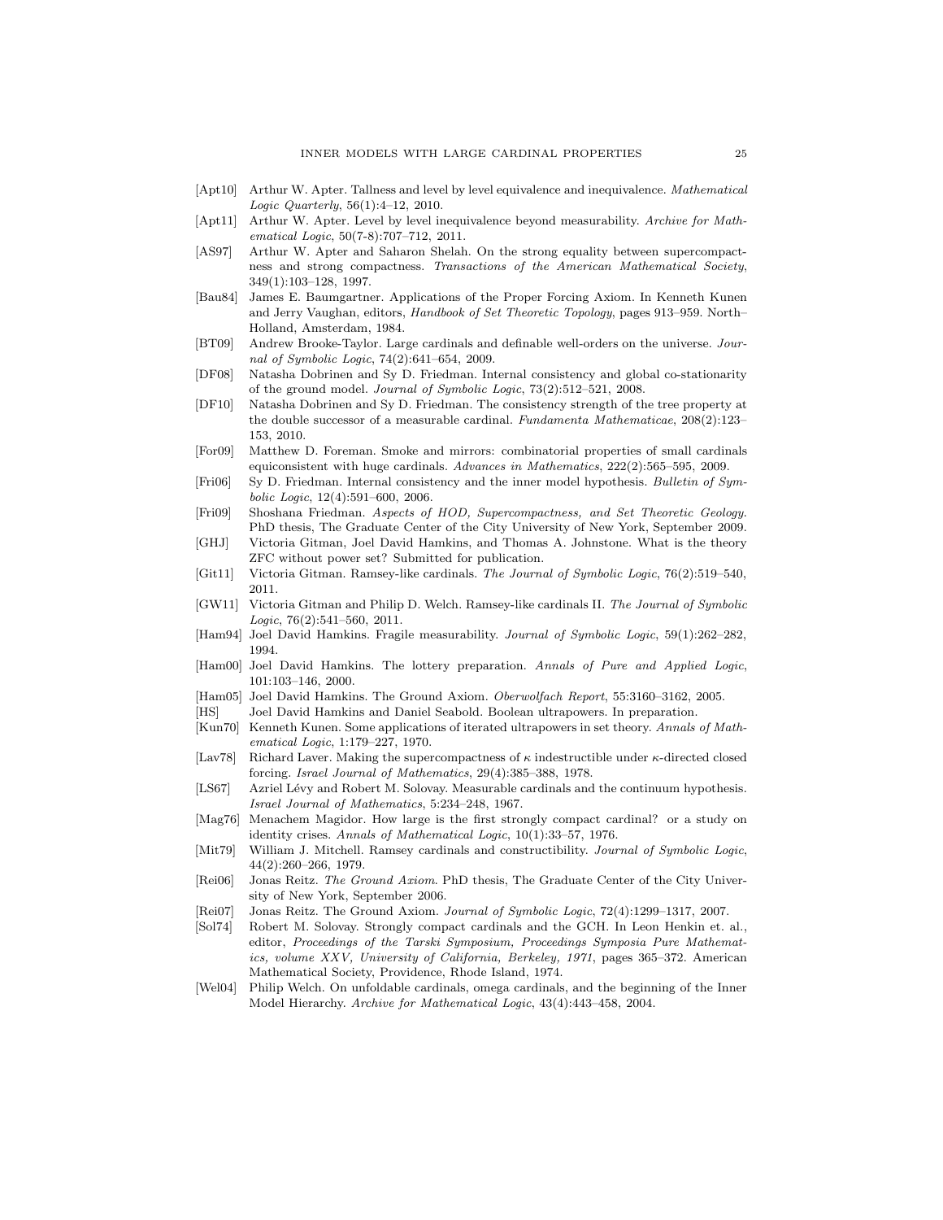[Apt10] Arthur W. Apter. Tallness and level by level equivalence and inequivalence. *Mathematical Logic Quarterly*, 56(1):4–12, 2010.

[Apt11] Arthur W. Apter. Level by level inequivalence beyond measurability. *Archive for Mathematical Logic*, 50(7-8):707–712, 2011.

[AS97] Arthur W. Apter and Saharon Shelah. On the strong equality between supercompactness and strong compactness. *Transactions of the American Mathematical Society*, 349(1):103–128, 1997.

[Bau84] James E. Baumgartner. Applications of the Proper Forcing Axiom. In Kenneth Kunen and Jerry Vaughan, editors, *Handbook of Set Theoretic Topology*, pages 913–959. North–Holland, Amsterdam, 1984.

[BT09] Andrew Brooke-Taylor. Large cardinals and definable well-orders on the universe. *Journal of Symbolic Logic*, 74(2):641–654, 2009.

[DF08] Natasha Dobrinen and Sy D. Friedman. Internal consistency and global co-stationarity of the ground model. *Journal of Symbolic Logic*, 73(2):512–521, 2008.

[DF10] Natasha Dobrinen and Sy D. Friedman. The consistency strength of the tree property at the double successor of a measurable cardinal. *Fundamenta Mathematicae*, 208(2):123–153, 2010.

[For09] Matthew D. Foreman. Smoke and mirrors: combinatorial properties of small cardinals equiconsistent with huge cardinals. *Advances in Mathematics*, 222(2):565–595, 2009.

[Fri06] Sy D. Friedman. Internal consistency and the inner model hypothesis. *Bulletin of Symbolic Logic*, 12(4):591–600, 2006.

[Fri09] Shoshana Friedman. *Aspects of HOD, Supercompactness, and Set Theoretic Geology*. PhD thesis, The Graduate Center of the City University of New York, September 2009.

[GHJ] Victoria Gitman, Joel David Hamkins, and Thomas A. Johnstone. What is the theory ZFC without power set? Submitted for publication.

[Git11] Victoria Gitman. Ramsey-like cardinals. *The Journal of Symbolic Logic*, 76(2):519–540, 2011.

[GW11] Victoria Gitman and Philip D. Welch. Ramsey-like cardinals II. *The Journal of Symbolic Logic*, 76(2):541–560, 2011.

[Ham94] Joel David Hamkins. Fragile measurability. *Journal of Symbolic Logic*, 59(1):262–282, 1994.

[Ham00] Joel David Hamkins. The lottery preparation. *Annals of Pure and Applied Logic*, 101:103–146, 2000.

[Ham05] Joel David Hamkins. The Ground Axiom. *Oberwolfach Report*, 55:3160–3162, 2005.

[HS] Joel David Hamkins and Daniel Seabold. Boolean ultrapowers. In preparation.

[Kun70] Kenneth Kunen. Some applications of iterated ultrapowers in set theory. *Annals of Mathematical Logic*, 1:179–227, 1970.

[Lav78] Richard Laver. Making the supercompactness of $\kappa$ indestructible under $\kappa$-directed closed forcing. *Israel Journal of Mathematics*, 29(4):385–388, 1978.

[LS67] Azriel Lévy and Robert M. Solovay. Measurable cardinals and the continuum hypothesis. *Israel Journal of Mathematics*, 5:234–248, 1967.

[Mag76] Menachem Magidor. How large is the first strongly compact cardinal? or a study on identity crises. *Annals of Mathematical Logic*, 10(1):33–57, 1976.

[Mit79] William J. Mitchell. Ramsey cardinals and constructibility. *Journal of Symbolic Logic*, 44(2):260–266, 1979.

[Rei06] Jonas Reitz. *The Ground Axiom*. PhD thesis, The Graduate Center of the City University of New York, September 2006.

[Rei07] Jonas Reitz. The Ground Axiom. *Journal of Symbolic Logic*, 72(4):1299–1317, 2007.

[Sol74] Robert M. Solovay. Strongly compact cardinals and the GCH. In Leon Henkin et. al., editor, *Proceedings of the Tarski Symposium, Proceedings Symposia Pure Mathematics, volume XXV, University of California, Berkeley, 1971*, pages 365–372. American Mathematical Society, Providence, Rhode Island, 1974.

[Wel04] Philip Welch. On unfoldable cardinals, omega cardinals, and the beginning of the Inner Model Hierarchy. *Archive for Mathematical Logic*, 43(4):443–458, 2004.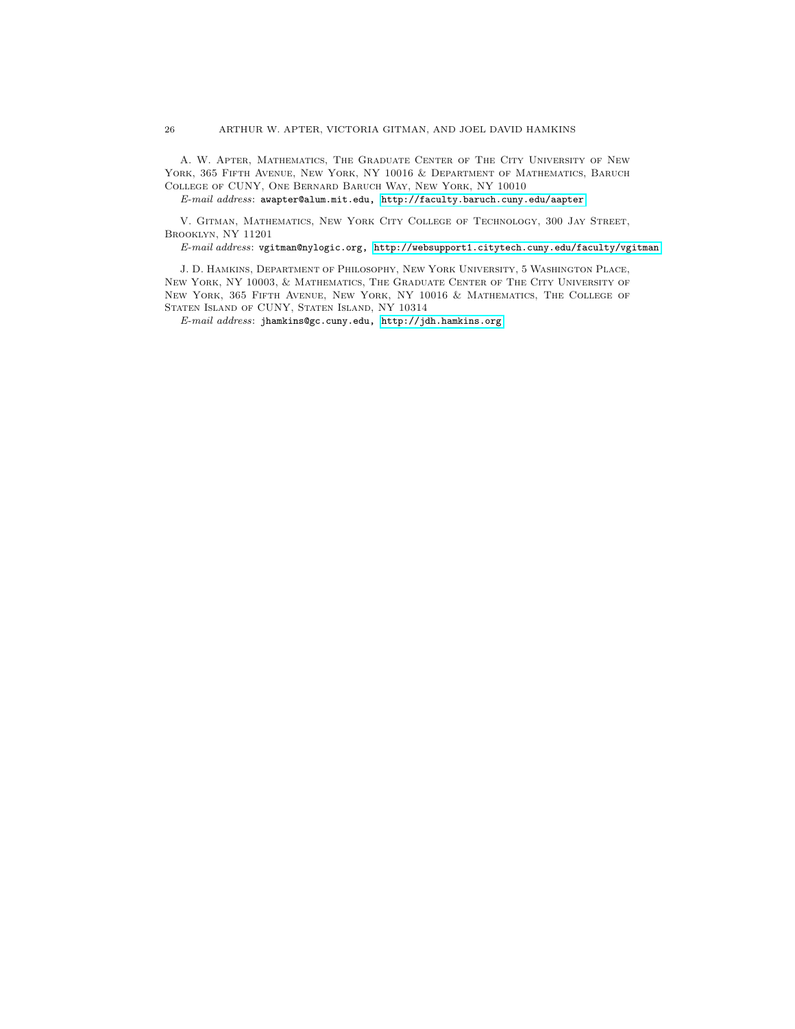A. W. Apter, Mathematics, The Graduate Center of The City University of New York, 365 Fifth Avenue, New York, NY 10016 & Department of Mathematics, Baruch College of CUNY, One Bernard Baruch Way, New York, NY 10010

*E-mail address*: awapter@alum.mit.edu, http://faculty.baruch.cuny.edu/aapter

V. Gitman, Mathematics, New York City College of Technology, 300 Jay Street, Brooklyn, NY 11201

*E-mail address*: vgitman@nylogic.org, http://websupport1.citytech.cuny.edu/faculty/vgitman

J. D. Hamkins, Department of Philosophy, New York University, 5 Washington Place, New York, NY 10003, & Mathematics, The Graduate Center of The City University of New York, 365 Fifth Avenue, New York, NY 10016 & Mathematics, The College of Staten Island of CUNY, Staten Island, NY 10314

*E-mail address*: jhamkins@gc.cuny.edu, http://jdh.hamkins.org